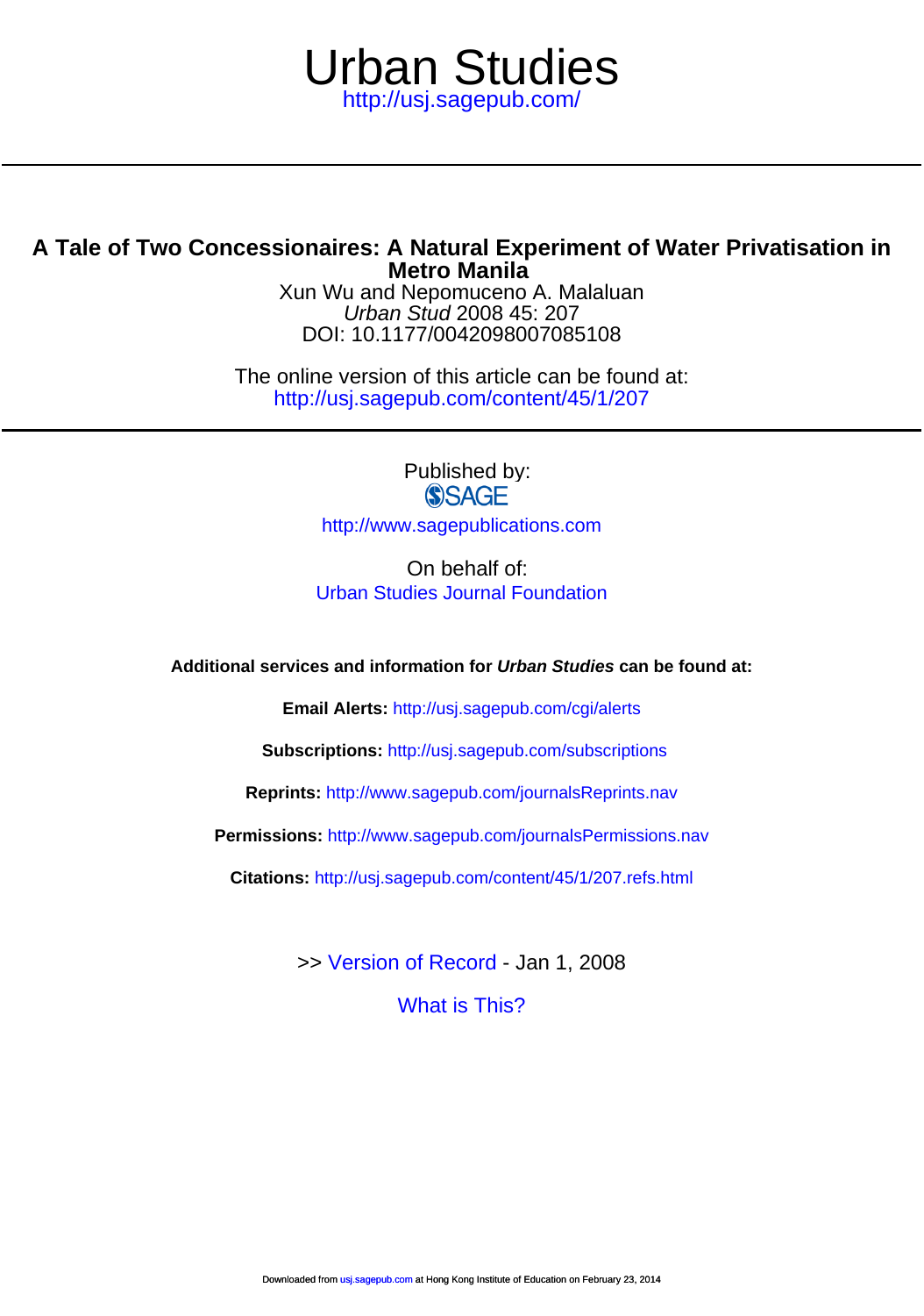# Urban Studies

http://usj.sagepub.com/

## A Tale of Two Concessionaires: A Natural Experiment of Water Privatisation in Metro Manila

Xun Wu and Nepomuceno A. Malaluan

*Urban Stud* 2008 45: 207

DOI: 10.1177/0042098007085108

The online version of this article can be found at:

http://usj.sagepub.com/content/45/1/207

Published by:

SAGE

http://www.sagepublications.com

On behalf of:

Urban Studies Journal Foundation

**Additional services and information for *Urban Studies* can be found at:**

**Email Alerts:** http://usj.sagepub.com/cgi/alerts

**Subscriptions:** http://usj.sagepub.com/subscriptions

**Reprints:** http://www.sagepub.com/journalsReprints.nav

**Permissions:** http://www.sagepub.com/journalsPermissions.nav

**Citations:** http://usj.sagepub.com/content/45/1/207.refs.html

>> Version of Record - Jan 1, 2008

What is This?

Downloaded from usj.sagepub.com at Hong Kong Institute of Education on February 23, 2014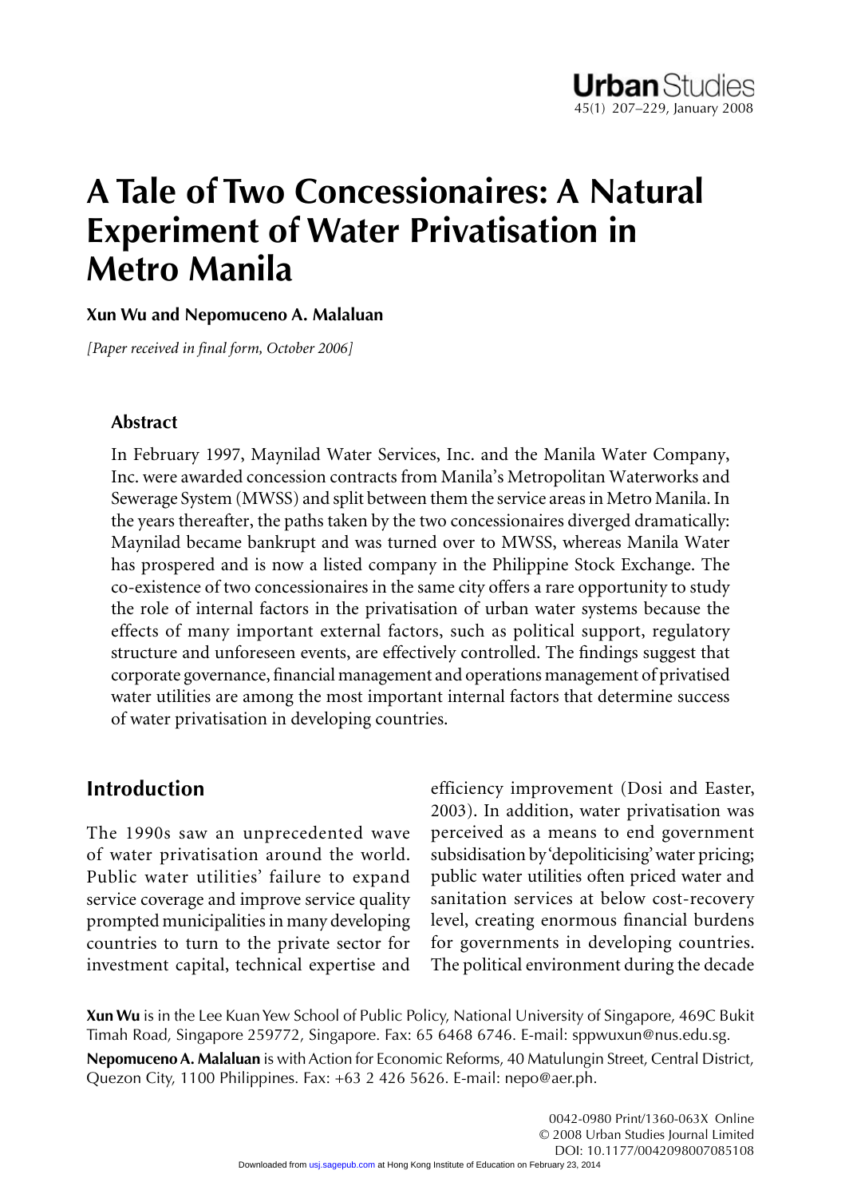# A Tale of Two Concessionaires: A Natural Experiment of Water Privatisation in Metro Manila

**Xun Wu and Nepomuceno A. Malaluan**

*[Paper received in final form, October 2006]*

## Abstract

In February 1997, Maynilad Water Services, Inc. and the Manila Water Company, Inc. were awarded concession contracts from Manila's Metropolitan Waterworks and Sewerage System (MWSS) and split between them the service areas in Metro Manila. In the years thereafter, the paths taken by the two concessionaires diverged dramatically: Maynilad became bankrupt and was turned over to MWSS, whereas Manila Water has prospered and is now a listed company in the Philippine Stock Exchange. The co-existence of two concessionaires in the same city offers a rare opportunity to study the role of internal factors in the privatisation of urban water systems because the effects of many important external factors, such as political support, regulatory structure and unforeseen events, are effectively controlled. The findings suggest that corporate governance, financial management and operations management of privatised water utilities are among the most important internal factors that determine success of water privatisation in developing countries.

## Introduction

The 1990s saw an unprecedented wave of water privatisation around the world. Public water utilities' failure to expand service coverage and improve service quality prompted municipalities in many developing countries to turn to the private sector for investment capital, technical expertise and efficiency improvement (Dosi and Easter, 2003). In addition, water privatisation was perceived as a means to end government subsidisation by 'depoliticising' water pricing; public water utilities often priced water and sanitation services at below cost-recovery level, creating enormous financial burdens for governments in developing countries. The political environment during the decade

**Xun Wu** is in the Lee Kuan Yew School of Public Policy, National University of Singapore, 469C Bukit Timah Road, Singapore 259772, Singapore. Fax: 65 6468 6746. E-mail: sppwuxun@nus.edu.sg.

**Nepomuceno A. Malaluan** is with Action for Economic Reforms, 40 Matulungin Street, Central District, Quezon City, 1100 Philippines. Fax: +63 2 426 5626. E-mail: nepo@aer.ph.

0042-0980 Print/1360-063X Online
© 2008 Urban Studies Journal Limited
DOI: 10.1177/0042098007085108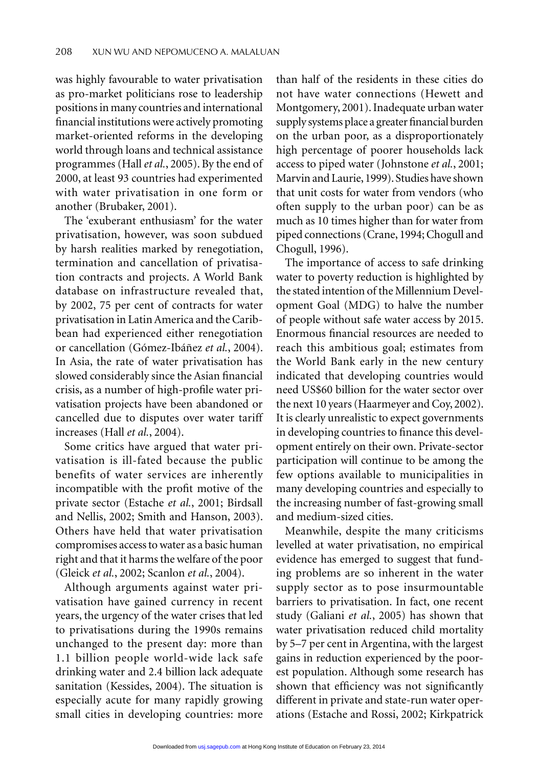was highly favourable to water privatisation as pro-market politicians rose to leadership positions in many countries and international financial institutions were actively promoting market-oriented reforms in the developing world through loans and technical assistance programmes (Hall *et al.*, 2005). By the end of 2000, at least 93 countries had experimented with water privatisation in one form or another (Brubaker, 2001).

The 'exuberant enthusiasm' for the water privatisation, however, was soon subdued by harsh realities marked by renegotiation, termination and cancellation of privatisation contracts and projects. A World Bank database on infrastructure revealed that, by 2002, 75 per cent of contracts for water privatisation in Latin America and the Caribbean had experienced either renegotiation or cancellation (Gómez-Ibáñez *et al.*, 2004). In Asia, the rate of water privatisation has slowed considerably since the Asian financial crisis, as a number of high-profile water privatisation projects have been abandoned or cancelled due to disputes over water tariff increases (Hall *et al.*, 2004).

Some critics have argued that water privatisation is ill-fated because the public benefits of water services are inherently incompatible with the profit motive of the private sector (Estache *et al.*, 2001; Birdsall and Nellis, 2002; Smith and Hanson, 2003). Others have held that water privatisation compromises access to water as a basic human right and that it harms the welfare of the poor (Gleick *et al.*, 2002; Scanlon *et al.*, 2004).

Although arguments against water privatisation have gained currency in recent years, the urgency of the water crises that led to privatisations during the 1990s remains unchanged to the present day: more than 1.1 billion people world-wide lack safe drinking water and 2.4 billion lack adequate sanitation (Kessides, 2004). The situation is especially acute for many rapidly growing small cities in developing countries: more than half of the residents in these cities do not have water connections (Hewett and Montgomery, 2001). Inadequate urban water supply systems place a greater financial burden on the urban poor, as a disproportionately high percentage of poorer households lack access to piped water (Johnstone *et al.*, 2001; Marvin and Laurie, 1999). Studies have shown that unit costs for water from vendors (who often supply to the urban poor) can be as much as 10 times higher than for water from piped connections (Crane, 1994; Chogull and Chogull, 1996).

The importance of access to safe drinking water to poverty reduction is highlighted by the stated intention of the Millennium Development Goal (MDG) to halve the number of people without safe water access by 2015. Enormous financial resources are needed to reach this ambitious goal; estimates from the World Bank early in the new century indicated that developing countries would need US$60 billion for the water sector over the next 10 years (Haarmeyer and Coy, 2002). It is clearly unrealistic to expect governments in developing countries to finance this development entirely on their own. Private-sector participation will continue to be among the few options available to municipalities in many developing countries and especially to the increasing number of fast-growing small and medium-sized cities.

Meanwhile, despite the many criticisms levelled at water privatisation, no empirical evidence has emerged to suggest that funding problems are so inherent in the water supply sector as to pose insurmountable barriers to privatisation. In fact, one recent study (Galiani *et al.*, 2005) has shown that water privatisation reduced child mortality by 5–7 per cent in Argentina, with the largest gains in reduction experienced by the poorest population. Although some research has shown that efficiency was not significantly different in private and state-run water operations (Estache and Rossi, 2002; Kirkpatrick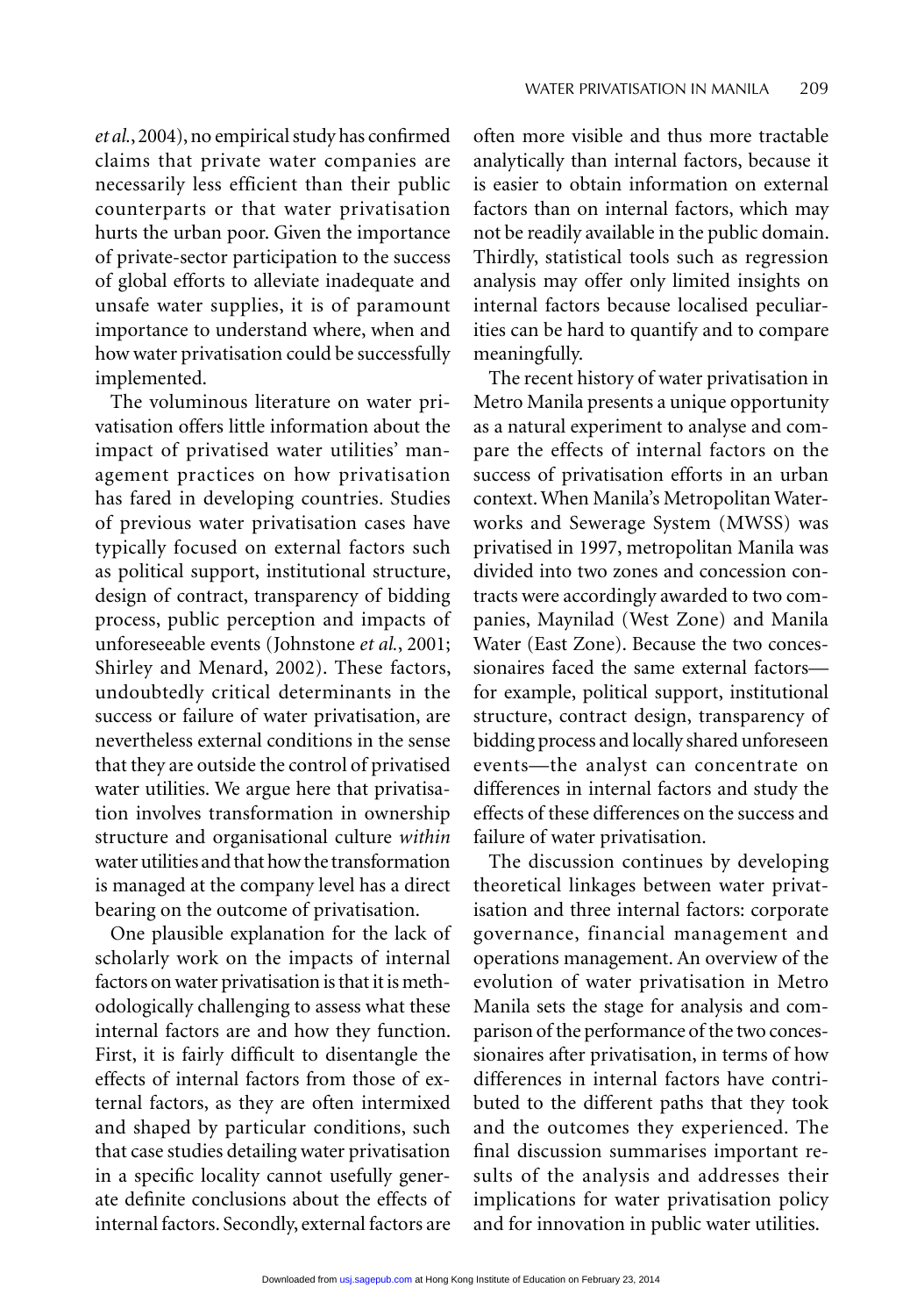*et al.*, 2004), no empirical study has confirmed claims that private water companies are necessarily less efficient than their public counterparts or that water privatisation hurts the urban poor. Given the importance of private-sector participation to the success of global efforts to alleviate inadequate and unsafe water supplies, it is of paramount importance to understand where, when and how water privatisation could be successfully implemented.

The voluminous literature on water privatisation offers little information about the impact of privatised water utilities' management practices on how privatisation has fared in developing countries. Studies of previous water privatisation cases have typically focused on external factors such as political support, institutional structure, design of contract, transparency of bidding process, public perception and impacts of unforeseeable events (Johnstone *et al.*, 2001; Shirley and Menard, 2002). These factors, undoubtedly critical determinants in the success or failure of water privatisation, are nevertheless external conditions in the sense that they are outside the control of privatised water utilities. We argue here that privatisation involves transformation in ownership structure and organisational culture *within* water utilities and that how the transformation is managed at the company level has a direct bearing on the outcome of privatisation.

One plausible explanation for the lack of scholarly work on the impacts of internal factors on water privatisation is that it is methodologically challenging to assess what these internal factors are and how they function. First, it is fairly difficult to disentangle the effects of internal factors from those of external factors, as they are often intermixed and shaped by particular conditions, such that case studies detailing water privatisation in a specific locality cannot usefully generate definite conclusions about the effects of internal factors. Secondly, external factors are often more visible and thus more tractable analytically than internal factors, because it is easier to obtain information on external factors than on internal factors, which may not be readily available in the public domain. Thirdly, statistical tools such as regression analysis may offer only limited insights on internal factors because localised peculiarities can be hard to quantify and to compare meaningfully.

The recent history of water privatisation in Metro Manila presents a unique opportunity as a natural experiment to analyse and compare the effects of internal factors on the success of privatisation efforts in an urban context. When Manila's Metropolitan Waterworks and Sewerage System (MWSS) was privatised in 1997, metropolitan Manila was divided into two zones and concession contracts were accordingly awarded to two companies, Maynilad (West Zone) and Manila Water (East Zone). Because the two concessionaires faced the same external factors—for example, political support, institutional structure, contract design, transparency of bidding process and locally shared unforeseen events—the analyst can concentrate on differences in internal factors and study the effects of these differences on the success and failure of water privatisation.

The discussion continues by developing theoretical linkages between water privatisation and three internal factors: corporate governance, financial management and operations management. An overview of the evolution of water privatisation in Metro Manila sets the stage for analysis and comparison of the performance of the two concessionaires after privatisation, in terms of how differences in internal factors have contributed to the different paths that they took and the outcomes they experienced. The final discussion summarises important results of the analysis and addresses their implications for water privatisation policy and for innovation in public water utilities.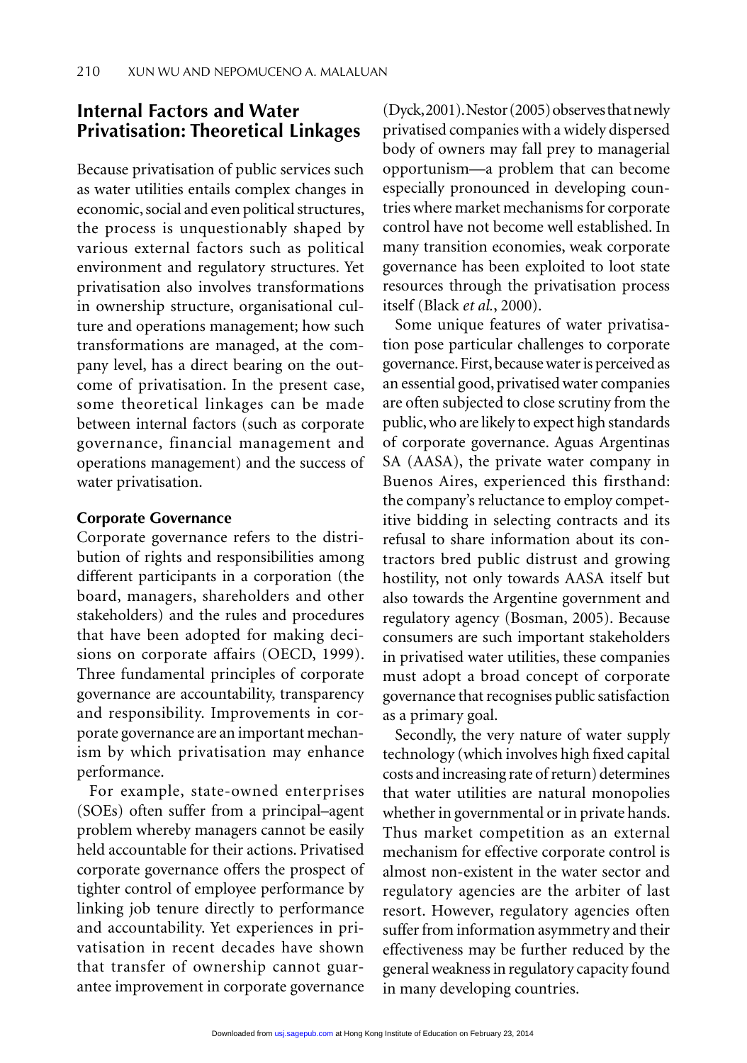## Internal Factors and Water Privatisation: Theoretical Linkages

Because privatisation of public services such as water utilities entails complex changes in economic, social and even political structures, the process is unquestionably shaped by various external factors such as political environment and regulatory structures. Yet privatisation also involves transformations in ownership structure, organisational culture and operations management; how such transformations are managed, at the company level, has a direct bearing on the outcome of privatisation. In the present case, some theoretical linkages can be made between internal factors (such as corporate governance, financial management and operations management) and the success of water privatisation.

### Corporate Governance

Corporate governance refers to the distribution of rights and responsibilities among different participants in a corporation (the board, managers, shareholders and other stakeholders) and the rules and procedures that have been adopted for making decisions on corporate affairs (OECD, 1999). Three fundamental principles of corporate governance are accountability, transparency and responsibility. Improvements in corporate governance are an important mechanism by which privatisation may enhance performance.

For example, state-owned enterprises (SOEs) often suffer from a principal–agent problem whereby managers cannot be easily held accountable for their actions. Privatised corporate governance offers the prospect of tighter control of employee performance by linking job tenure directly to performance and accountability. Yet experiences in privatisation in recent decades have shown that transfer of ownership cannot guarantee improvement in corporate governance (Dyck, 2001). Nestor (2005) observes that newly privatised companies with a widely dispersed body of owners may fall prey to managerial opportunism—a problem that can become especially pronounced in developing countries where market mechanisms for corporate control have not become well established. In many transition economies, weak corporate governance has been exploited to loot state resources through the privatisation process itself (Black *et al.*, 2000).

Some unique features of water privatisation pose particular challenges to corporate governance. First, because water is perceived as an essential good, privatised water companies are often subjected to close scrutiny from the public, who are likely to expect high standards of corporate governance. Aguas Argentinas SA (AASA), the private water company in Buenos Aires, experienced this firsthand: the company's reluctance to employ competitive bidding in selecting contracts and its refusal to share information about its contractors bred public distrust and growing hostility, not only towards AASA itself but also towards the Argentine government and regulatory agency (Bosman, 2005). Because consumers are such important stakeholders in privatised water utilities, these companies must adopt a broad concept of corporate governance that recognises public satisfaction as a primary goal.

Secondly, the very nature of water supply technology (which involves high fixed capital costs and increasing rate of return) determines that water utilities are natural monopolies whether in governmental or in private hands. Thus market competition as an external mechanism for effective corporate control is almost non-existent in the water sector and regulatory agencies are the arbiter of last resort. However, regulatory agencies often suffer from information asymmetry and their effectiveness may be further reduced by the general weakness in regulatory capacity found in many developing countries.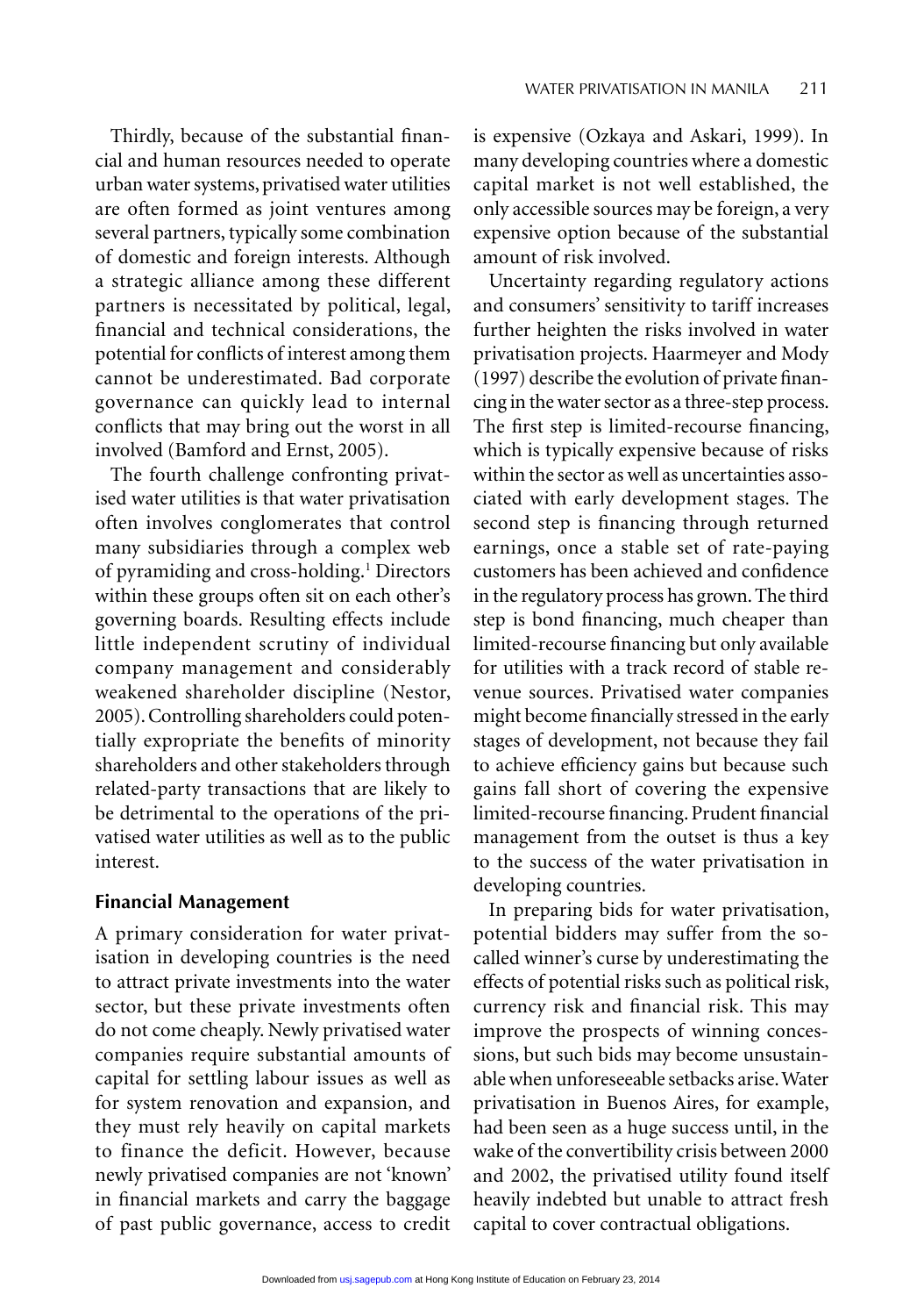Thirdly, because of the substantial financial and human resources needed to operate urban water systems, privatised water utilities are often formed as joint ventures among several partners, typically some combination of domestic and foreign interests. Although a strategic alliance among these different partners is necessitated by political, legal, financial and technical considerations, the potential for conflicts of interest among them cannot be underestimated. Bad corporate governance can quickly lead to internal conflicts that may bring out the worst in all involved (Bamford and Ernst, 2005).

The fourth challenge confronting privatised water utilities is that water privatisation often involves conglomerates that control many subsidiaries through a complex web of pyramiding and cross-holding.[1] Directors within these groups often sit on each other's governing boards. Resulting effects include little independent scrutiny of individual company management and considerably weakened shareholder discipline (Nestor, 2005). Controlling shareholders could potentially expropriate the benefits of minority shareholders and other stakeholders through related-party transactions that are likely to be detrimental to the operations of the privatised water utilities as well as to the public interest.

### Financial Management

A primary consideration for water privatisation in developing countries is the need to attract private investments into the water sector, but these private investments often do not come cheaply. Newly privatised water companies require substantial amounts of capital for settling labour issues as well as for system renovation and expansion, and they must rely heavily on capital markets to finance the deficit. However, because newly privatised companies are not 'known' in financial markets and carry the baggage of past public governance, access to credit is expensive (Ozkaya and Askari, 1999). In many developing countries where a domestic capital market is not well established, the only accessible sources may be foreign, a very expensive option because of the substantial amount of risk involved.

Uncertainty regarding regulatory actions and consumers' sensitivity to tariff increases further heighten the risks involved in water privatisation projects. Haarmeyer and Mody (1997) describe the evolution of private financing in the water sector as a three-step process. The first step is limited-recourse financing, which is typically expensive because of risks within the sector as well as uncertainties associated with early development stages. The second step is financing through returned earnings, once a stable set of rate-paying customers has been achieved and confidence in the regulatory process has grown. The third step is bond financing, much cheaper than limited-recourse financing but only available for utilities with a track record of stable revenue sources. Privatised water companies might become financially stressed in the early stages of development, not because they fail to achieve efficiency gains but because such gains fall short of covering the expensive limited-recourse financing. Prudent financial management from the outset is thus a key to the success of the water privatisation in developing countries.

In preparing bids for water privatisation, potential bidders may suffer from the so-called winner's curse by underestimating the effects of potential risks such as political risk, currency risk and financial risk. This may improve the prospects of winning concessions, but such bids may become unsustainable when unforeseeable setbacks arise. Water privatisation in Buenos Aires, for example, had been seen as a huge success until, in the wake of the convertibility crisis between 2000 and 2002, the privatised utility found itself heavily indebted but unable to attract fresh capital to cover contractual obligations.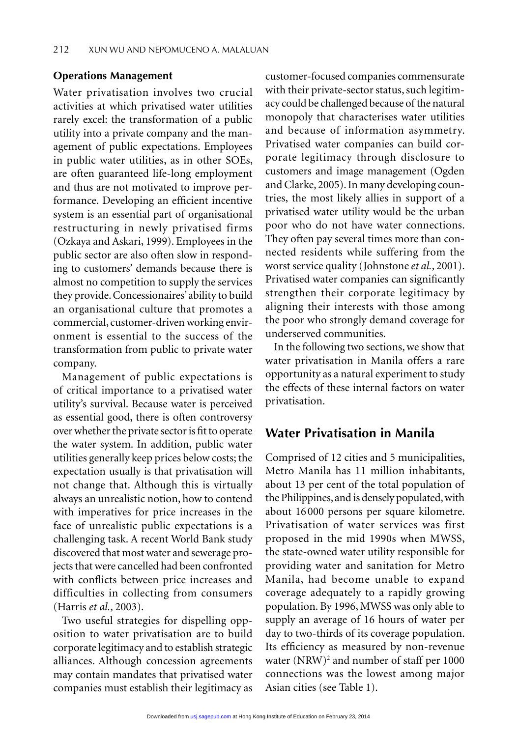### Operations Management

Water privatisation involves two crucial activities at which privatised water utilities rarely excel: the transformation of a public utility into a private company and the management of public expectations. Employees in public water utilities, as in other SOEs, are often guaranteed life-long employment and thus are not motivated to improve performance. Developing an efficient incentive system is an essential part of organisational restructuring in newly privatised firms (Ozkaya and Askari, 1999). Employees in the public sector are also often slow in responding to customers' demands because there is almost no competition to supply the services they provide. Concessionaires' ability to build an organisational culture that promotes a commercial, customer-driven working environment is essential to the success of the transformation from public to private water company.

Management of public expectations is of critical importance to a privatised water utility's survival. Because water is perceived as essential good, there is often controversy over whether the private sector is fit to operate the water system. In addition, public water utilities generally keep prices below costs; the expectation usually is that privatisation will not change that. Although this is virtually always an unrealistic notion, how to contend with imperatives for price increases in the face of unrealistic public expectations is a challenging task. A recent World Bank study discovered that most water and sewerage projects that were cancelled had been confronted with conflicts between price increases and difficulties in collecting from consumers (Harris *et al.*, 2003).

Two useful strategies for dispelling opposition to water privatisation are to build corporate legitimacy and to establish strategic alliances. Although concession agreements may contain mandates that privatised water companies must establish their legitimacy as customer-focused companies commensurate with their private-sector status, such legitimacy could be challenged because of the natural monopoly that characterises water utilities and because of information asymmetry. Privatised water companies can build corporate legitimacy through disclosure to customers and image management (Ogden and Clarke, 2005). In many developing countries, the most likely allies in support of a privatised water utility would be the urban poor who do not have water connections. They often pay several times more than connected residents while suffering from the worst service quality (Johnstone *et al.*, 2001). Privatised water companies can significantly strengthen their corporate legitimacy by aligning their interests with those among the poor who strongly demand coverage for underserved communities.

In the following two sections, we show that water privatisation in Manila offers a rare opportunity as a natural experiment to study the effects of these internal factors on water privatisation.

## Water Privatisation in Manila

Comprised of 12 cities and 5 municipalities, Metro Manila has 11 million inhabitants, about 13 per cent of the total population of the Philippines, and is densely populated, with about 16 000 persons per square kilometre. Privatisation of water services was first proposed in the mid 1990s when MWSS, the state-owned water utility responsible for providing water and sanitation for Metro Manila, had become unable to expand coverage adequately to a rapidly growing population. By 1996, MWSS was only able to supply an average of 16 hours of water per day to two-thirds of its coverage population. Its efficiency as measured by non-revenue water (NRW)[2] and number of staff per 1000 connections was the lowest among major Asian cities (see Table 1).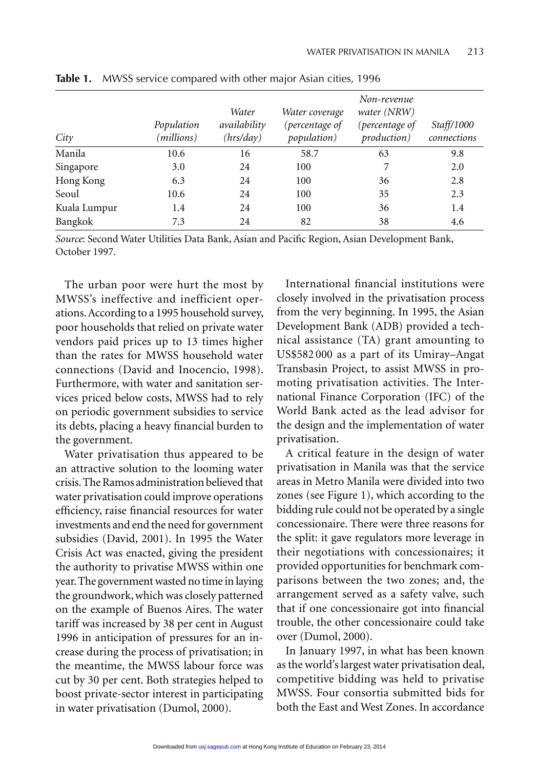**Table 1.** MWSS service compared with other major Asian cities, 1996

| *City* | *Population (millions)* | *Water availability (hrs/day)* | *Water coverage (percentage of population)* | *Non-revenue water (NRW) (percentage of production)* | *Staff/1000 connections* |
|---|---|---|---|---|---|
| Manila | 10.6 | 16 | 58.7 | 63 | 9.8 |
| Singapore | 3.0 | 24 | 100 | 7 | 2.0 |
| Hong Kong | 6.3 | 24 | 100 | 36 | 2.8 |
| Seoul | 10.6 | 24 | 100 | 35 | 2.3 |
| Kuala Lumpur | 1.4 | 24 | 100 | 36 | 1.4 |
| Bangkok | 7.3 | 24 | 82 | 38 | 4.6 |

*Source*: Second Water Utilities Data Bank, Asian and Pacific Region, Asian Development Bank, October 1997.

The urban poor were hurt the most by MWSS's ineffective and inefficient operations. According to a 1995 household survey, poor households that relied on private water vendors paid prices up to 13 times higher than the rates for MWSS household water connections (David and Inocencio, 1998). Furthermore, with water and sanitation services priced below costs, MWSS had to rely on periodic government subsidies to service its debts, placing a heavy financial burden to the government.

Water privatisation thus appeared to be an attractive solution to the looming water crisis. The Ramos administration believed that water privatisation could improve operations efficiency, raise financial resources for water investments and end the need for government subsidies (David, 2001). In 1995 the Water Crisis Act was enacted, giving the president the authority to privatise MWSS within one year. The government wasted no time in laying the groundwork, which was closely patterned on the example of Buenos Aires. The water tariff was increased by 38 per cent in August 1996 in anticipation of pressures for an increase during the process of privatisation; in the meantime, the MWSS labour force was cut by 30 per cent. Both strategies helped to boost private-sector interest in participating in water privatisation (Dumol, 2000).

International financial institutions were closely involved in the privatisation process from the very beginning. In 1995, the Asian Development Bank (ADB) provided a technical assistance (TA) grant amounting to US$582 000 as a part of its Umiray–Angat Transbasin Project, to assist MWSS in promoting privatisation activities. The International Finance Corporation (IFC) of the World Bank acted as the lead advisor for the design and the implementation of water privatisation.

A critical feature in the design of water privatisation in Manila was that the service areas in Metro Manila were divided into two zones (see Figure 1), which according to the bidding rule could not be operated by a single concessionaire. There were three reasons for the split: it gave regulators more leverage in their negotiations with concessionaires; it provided opportunities for benchmark comparisons between the two zones; and, the arrangement served as a safety valve, such that if one concessionaire got into financial trouble, the other concessionaire could take over (Dumol, 2000).

In January 1997, in what has been known as the world's largest water privatisation deal, competitive bidding was held to privatise MWSS. Four consortia submitted bids for both the East and West Zones. In accordance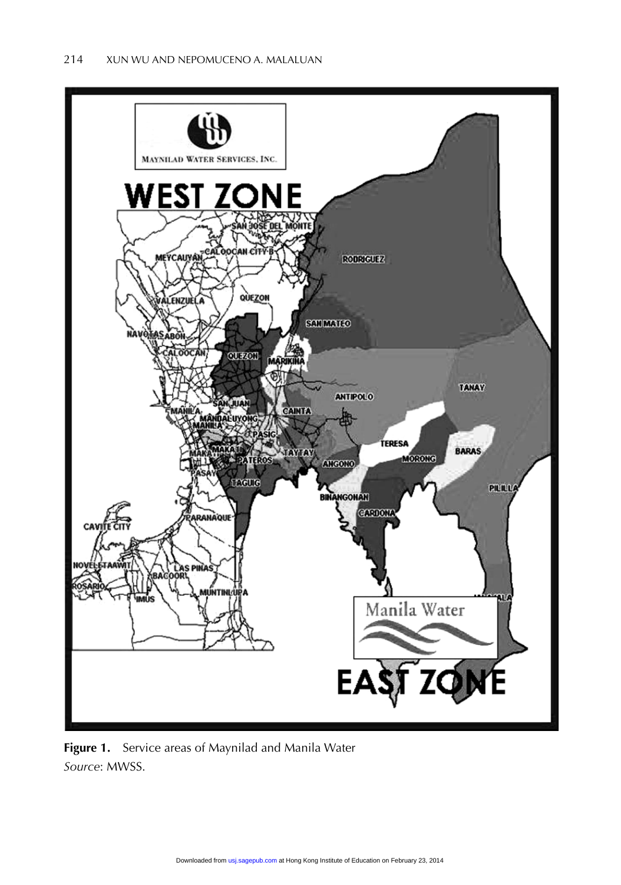**Figure 1.** Service areas of Maynilad and Manila Water
*Source*: MWSS.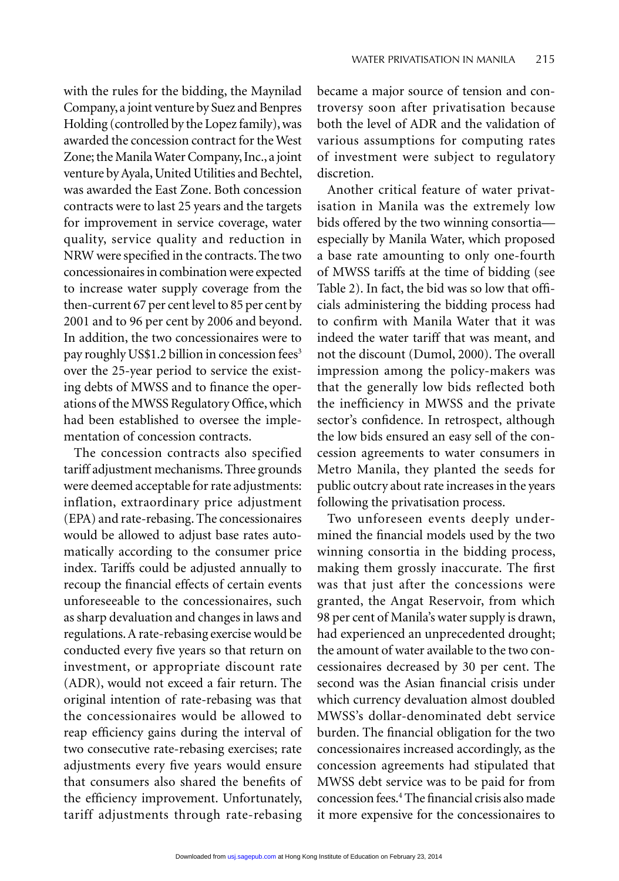with the rules for the bidding, the Maynilad Company, a joint venture by Suez and Benpres Holding (controlled by the Lopez family), was awarded the concession contract for the West Zone; the Manila Water Company, Inc., a joint venture by Ayala, United Utilities and Bechtel, was awarded the East Zone. Both concession contracts were to last 25 years and the targets for improvement in service coverage, water quality, service quality and reduction in NRW were specified in the contracts. The two concessionaires in combination were expected to increase water supply coverage from the then-current 67 per cent level to 85 per cent by 2001 and to 96 per cent by 2006 and beyond. In addition, the two concessionaires were to pay roughly US$1.2 billion in concession fees[3] over the 25-year period to service the existing debts of MWSS and to finance the operations of the MWSS Regulatory Office, which had been established to oversee the implementation of concession contracts.

The concession contracts also specified tariff adjustment mechanisms. Three grounds were deemed acceptable for rate adjustments: inflation, extraordinary price adjustment (EPA) and rate-rebasing. The concessionaires would be allowed to adjust base rates automatically according to the consumer price index. Tariffs could be adjusted annually to recoup the financial effects of certain events unforeseeable to the concessionaires, such as sharp devaluation and changes in laws and regulations. A rate-rebasing exercise would be conducted every five years so that return on investment, or appropriate discount rate (ADR), would not exceed a fair return. The original intention of rate-rebasing was that the concessionaires would be allowed to reap efficiency gains during the interval of two consecutive rate-rebasing exercises; rate adjustments every five years would ensure that consumers also shared the benefits of the efficiency improvement. Unfortunately, tariff adjustments through rate-rebasing became a major source of tension and controversy soon after privatisation because both the level of ADR and the validation of various assumptions for computing rates of investment were subject to regulatory discretion.

Another critical feature of water privatisation in Manila was the extremely low bids offered by the two winning consortia—especially by Manila Water, which proposed a base rate amounting to only one-fourth of MWSS tariffs at the time of bidding (see Table 2). In fact, the bid was so low that officials administering the bidding process had to confirm with Manila Water that it was indeed the water tariff that was meant, and not the discount (Dumol, 2000). The overall impression among the policy-makers was that the generally low bids reflected both the inefficiency in MWSS and the private sector's confidence. In retrospect, although the low bids ensured an easy sell of the concession agreements to water consumers in Metro Manila, they planted the seeds for public outcry about rate increases in the years following the privatisation process.

Two unforeseen events deeply undermined the financial models used by the two winning consortia in the bidding process, making them grossly inaccurate. The first was that just after the concessions were granted, the Angat Reservoir, from which 98 per cent of Manila's water supply is drawn, had experienced an unprecedented drought; the amount of water available to the two concessionaires decreased by 30 per cent. The second was the Asian financial crisis under which currency devaluation almost doubled MWSS's dollar-denominated debt service burden. The financial obligation for the two concessionaires increased accordingly, as the concession agreements had stipulated that MWSS debt service was to be paid for from concession fees.[4] The financial crisis also made it more expensive for the concessionaires to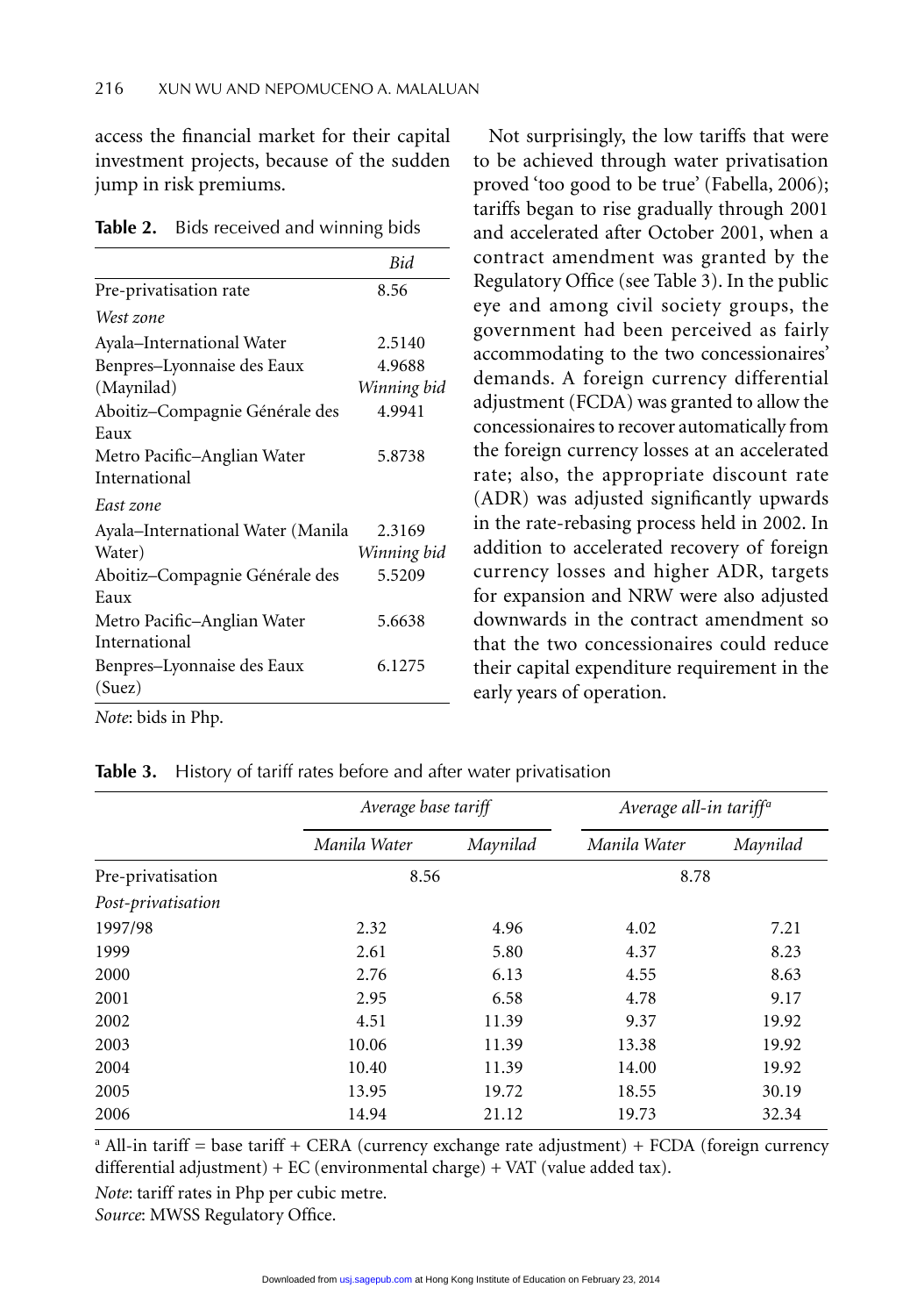access the financial market for their capital investment projects, because of the sudden jump in risk premiums.

**Table 2.** Bids received and winning bids

| | *Bid* |
|---|---|
| Pre-privatisation rate | 8.56 |
| *West zone* | |
| Ayala–International Water | 2.5140 |
| Benpres–Lyonnaise des Eaux (Maynilad) | 4.9688 *Winning bid* |
| Aboitiz–Compagnie Générale des Eaux | 4.9941 |
| Metro Pacific–Anglian Water International | 5.8738 |
| *East zone* | |
| Ayala–International Water (Manila Water) | 2.3169 *Winning bid* |
| Aboitiz–Compagnie Générale des Eaux | 5.5209 |
| Metro Pacific–Anglian Water International | 5.6638 |
| Benpres–Lyonnaise des Eaux (Suez) | 6.1275 |

*Note*: bids in Php.

Not surprisingly, the low tariffs that were to be achieved through water privatisation proved 'too good to be true' (Fabella, 2006); tariffs began to rise gradually through 2001 and accelerated after October 2001, when a contract amendment was granted by the Regulatory Office (see Table 3). In the public eye and among civil society groups, the government had been perceived as fairly accommodating to the two concessionaires' demands. A foreign currency differential adjustment (FCDA) was granted to allow the concessionaires to recover automatically from the foreign currency losses at an accelerated rate; also, the appropriate discount rate (ADR) was adjusted significantly upwards in the rate-rebasing process held in 2002. In addition to accelerated recovery of foreign currency losses and higher ADR, targets for expansion and NRW were also adjusted downwards in the contract amendment so that the two concessionaires could reduce their capital expenditure requirement in the early years of operation.

**Table 3.** History of tariff rates before and after water privatisation

| | *Average base tariff* | | *Average all-in tariff*[a] | |
|---|---|---|---|---|
| | *Manila Water* | *Maynilad* | *Manila Water* | *Maynilad* |
| Pre-privatisation | 8.56 | | 8.78 | |
| *Post-privatisation* | | | | |
| 1997/98 | 2.32 | 4.96 | 4.02 | 7.21 |
| 1999 | 2.61 | 5.80 | 4.37 | 8.23 |
| 2000 | 2.76 | 6.13 | 4.55 | 8.63 |
| 2001 | 2.95 | 6.58 | 4.78 | 9.17 |
| 2002 | 4.51 | 11.39 | 9.37 | 19.92 |
| 2003 | 10.06 | 11.39 | 13.38 | 19.92 |
| 2004 | 10.40 | 11.39 | 14.00 | 19.92 |
| 2005 | 13.95 | 19.72 | 18.55 | 30.19 |
| 2006 | 14.94 | 21.12 | 19.73 | 32.34 |

[a] All-in tariff = base tariff + CERA (currency exchange rate adjustment) + FCDA (foreign currency differential adjustment) + EC (environmental charge) + VAT (value added tax).

*Note*: tariff rates in Php per cubic metre.

*Source*: MWSS Regulatory Office.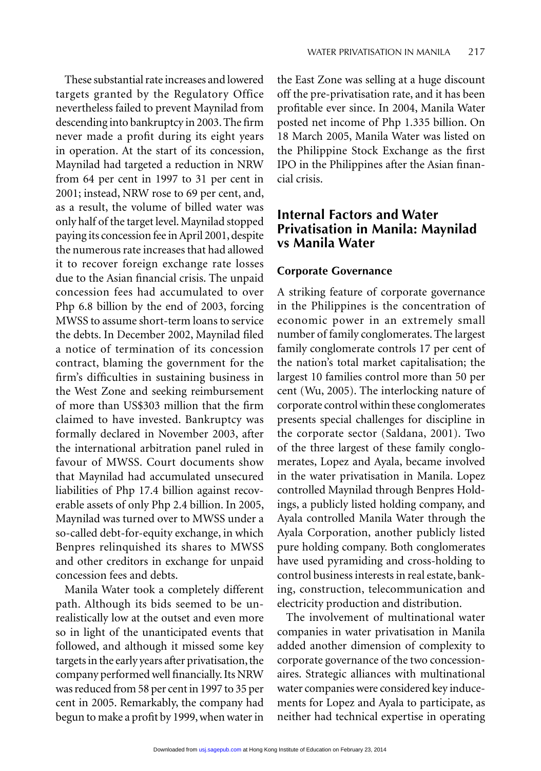These substantial rate increases and lowered targets granted by the Regulatory Office nevertheless failed to prevent Maynilad from descending into bankruptcy in 2003. The firm never made a profit during its eight years in operation. At the start of its concession, Maynilad had targeted a reduction in NRW from 64 per cent in 1997 to 31 per cent in 2001; instead, NRW rose to 69 per cent, and, as a result, the volume of billed water was only half of the target level. Maynilad stopped paying its concession fee in April 2001, despite the numerous rate increases that had allowed it to recover foreign exchange rate losses due to the Asian financial crisis. The unpaid concession fees had accumulated to over Php 6.8 billion by the end of 2003, forcing MWSS to assume short-term loans to service the debts. In December 2002, Maynilad filed a notice of termination of its concession contract, blaming the government for the firm's difficulties in sustaining business in the West Zone and seeking reimbursement of more than US$303 million that the firm claimed to have invested. Bankruptcy was formally declared in November 2003, after the international arbitration panel ruled in favour of MWSS. Court documents show that Maynilad had accumulated unsecured liabilities of Php 17.4 billion against recoverable assets of only Php 2.4 billion. In 2005, Maynilad was turned over to MWSS under a so-called debt-for-equity exchange, in which Benpres relinquished its shares to MWSS and other creditors in exchange for unpaid concession fees and debts.

Manila Water took a completely different path. Although its bids seemed to be unrealistically low at the outset and even more so in light of the unanticipated events that followed, and although it missed some key targets in the early years after privatisation, the company performed well financially. Its NRW was reduced from 58 per cent in 1997 to 35 per cent in 2005. Remarkably, the company had begun to make a profit by 1999, when water in the East Zone was selling at a huge discount off the pre-privatisation rate, and it has been profitable ever since. In 2004, Manila Water posted net income of Php 1.335 billion. On 18 March 2005, Manila Water was listed on the Philippine Stock Exchange as the first IPO in the Philippines after the Asian financial crisis.

## Internal Factors and Water Privatisation in Manila: Maynilad vs Manila Water

### Corporate Governance

A striking feature of corporate governance in the Philippines is the concentration of economic power in an extremely small number of family conglomerates. The largest family conglomerate controls 17 per cent of the nation's total market capitalisation; the largest 10 families control more than 50 per cent (Wu, 2005). The interlocking nature of corporate control within these conglomerates presents special challenges for discipline in the corporate sector (Saldana, 2001). Two of the three largest of these family conglomerates, Lopez and Ayala, became involved in the water privatisation in Manila. Lopez controlled Maynilad through Benpres Holdings, a publicly listed holding company, and Ayala controlled Manila Water through the Ayala Corporation, another publicly listed pure holding company. Both conglomerates have used pyramiding and cross-holding to control business interests in real estate, banking, construction, telecommunication and electricity production and distribution.

The involvement of multinational water companies in water privatisation in Manila added another dimension of complexity to corporate governance of the two concessionaires. Strategic alliances with multinational water companies were considered key inducements for Lopez and Ayala to participate, as neither had technical expertise in operating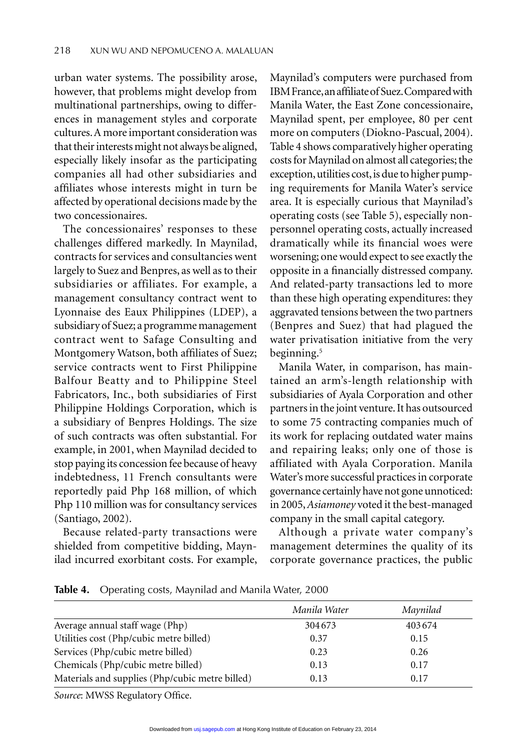urban water systems. The possibility arose, however, that problems might develop from multinational partnerships, owing to differences in management styles and corporate cultures. A more important consideration was that their interests might not always be aligned, especially likely insofar as the participating companies all had other subsidiaries and affiliates whose interests might in turn be affected by operational decisions made by the two concessionaires.

The concessionaires' responses to these challenges differed markedly. In Maynilad, contracts for services and consultancies went largely to Suez and Benpres, as well as to their subsidiaries or affiliates. For example, a management consultancy contract went to Lyonnaise des Eaux Philippines (LDEP), a subsidiary of Suez; a programme management contract went to Safage Consulting and Montgomery Watson, both affiliates of Suez; service contracts went to First Philippine Balfour Beatty and to Philippine Steel Fabricators, Inc., both subsidiaries of First Philippine Holdings Corporation, which is a subsidiary of Benpres Holdings. The size of such contracts was often substantial. For example, in 2001, when Maynilad decided to stop paying its concession fee because of heavy indebtedness, 11 French consultants were reportedly paid Php 168 million, of which Php 110 million was for consultancy services (Santiago, 2002).

Because related-party transactions were shielded from competitive bidding, Maynilad incurred exorbitant costs. For example, Maynilad's computers were purchased from IBM France, an affiliate of Suez. Compared with Manila Water, the East Zone concessionaire, Maynilad spent, per employee, 80 per cent more on computers (Diokno-Pascual, 2004). Table 4 shows comparatively higher operating costs for Maynilad on almost all categories; the exception, utilities cost, is due to higher pumping requirements for Manila Water's service area. It is especially curious that Maynilad's operating costs (see Table 5), especially non-personnel operating costs, actually increased dramatically while its financial woes were worsening; one would expect to see exactly the opposite in a financially distressed company. And related-party transactions led to more than these high operating expenditures: they aggravated tensions between the two partners (Benpres and Suez) that had plagued the water privatisation initiative from the very beginning.[5]

Manila Water, in comparison, has maintained an arm's-length relationship with subsidiaries of Ayala Corporation and other partners in the joint venture. It has outsourced to some 75 contracting companies much of its work for replacing outdated water mains and repairing leaks; only one of those is affiliated with Ayala Corporation. Manila Water's more successful practices in corporate governance certainly have not gone unnoticed: in 2005, *Asiamoney* voted it the best-managed company in the small capital category.

Although a private water company's management determines the quality of its corporate governance practices, the public

**Table 4.** Operating costs, Maynilad and Manila Water, 2000

| | *Manila Water* | *Maynilad* |
|---|---|---|
| Average annual staff wage (Php) | 304 673 | 403 674 |
| Utilities cost (Php/cubic metre billed) | 0.37 | 0.15 |
| Services (Php/cubic metre billed) | 0.23 | 0.26 |
| Chemicals (Php/cubic metre billed) | 0.13 | 0.17 |
| Materials and supplies (Php/cubic metre billed) | 0.13 | 0.17 |

*Source*: MWSS Regulatory Office.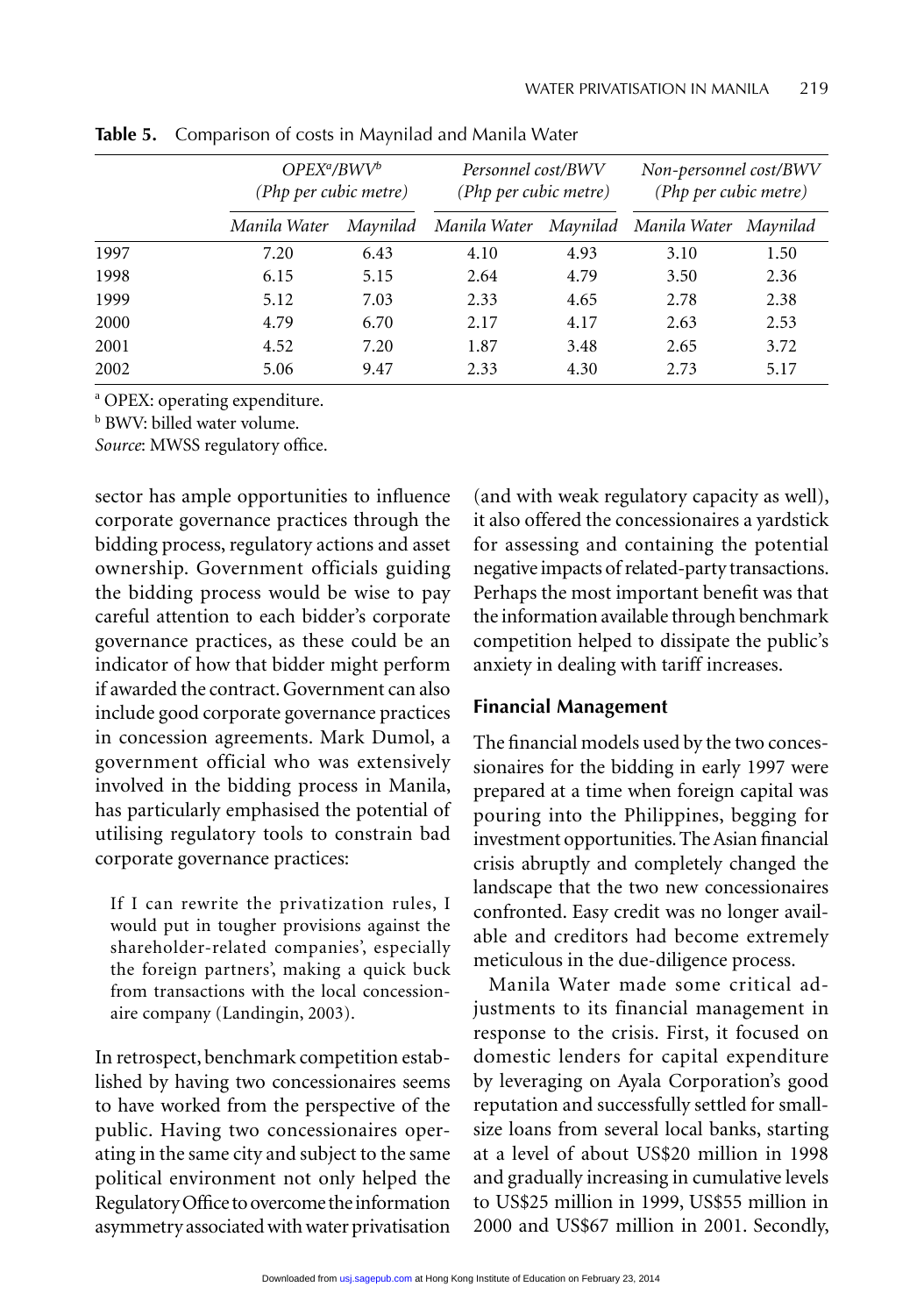**Table 5.** Comparison of costs in Maynilad and Manila Water

| | OPEX[a]/BWV[b] (Php per cubic metre) | | Personnel cost/BWV (Php per cubic metre) | | Non-personnel cost/BWV (Php per cubic metre) | |
|---|---|---|---|---|---|---|
| | Manila Water | Maynilad | Manila Water | Maynilad | Manila Water | Maynilad |
| 1997 | 7.20 | 6.43 | 4.10 | 4.93 | 3.10 | 1.50 |
| 1998 | 6.15 | 5.15 | 2.64 | 4.79 | 3.50 | 2.36 |
| 1999 | 5.12 | 7.03 | 2.33 | 4.65 | 2.78 | 2.38 |
| 2000 | 4.79 | 6.70 | 2.17 | 4.17 | 2.63 | 2.53 |
| 2001 | 4.52 | 7.20 | 1.87 | 3.48 | 2.65 | 3.72 |
| 2002 | 5.06 | 9.47 | 2.33 | 4.30 | 2.73 | 5.17 |

[a] OPEX: operating expenditure.
[b] BWV: billed water volume.
*Source*: MWSS regulatory office.

sector has ample opportunities to influence corporate governance practices through the bidding process, regulatory actions and asset ownership. Government officials guiding the bidding process would be wise to pay careful attention to each bidder's corporate governance practices, as these could be an indicator of how that bidder might perform if awarded the contract. Government can also include good corporate governance practices in concession agreements. Mark Dumol, a government official who was extensively involved in the bidding process in Manila, has particularly emphasised the potential of utilising regulatory tools to constrain bad corporate governance practices:

> If I can rewrite the privatization rules, I would put in tougher provisions against the shareholder-related companies', especially the foreign partners', making a quick buck from transactions with the local concessionaire company (Landingin, 2003).

In retrospect, benchmark competition established by having two concessionaires seems to have worked from the perspective of the public. Having two concessionaires operating in the same city and subject to the same political environment not only helped the Regulatory Office to overcome the information asymmetry associated with water privatisation (and with weak regulatory capacity as well), it also offered the concessionaires a yardstick for assessing and containing the potential negative impacts of related-party transactions. Perhaps the most important benefit was that the information available through benchmark competition helped to dissipate the public's anxiety in dealing with tariff increases.

### Financial Management

The financial models used by the two concessionaires for the bidding in early 1997 were prepared at a time when foreign capital was pouring into the Philippines, begging for investment opportunities. The Asian financial crisis abruptly and completely changed the landscape that the two new concessionaires confronted. Easy credit was no longer available and creditors had become extremely meticulous in the due-diligence process.

Manila Water made some critical adjustments to its financial management in response to the crisis. First, it focused on domestic lenders for capital expenditure by leveraging on Ayala Corporation's good reputation and successfully settled for small-size loans from several local banks, starting at a level of about US$20 million in 1998 and gradually increasing in cumulative levels to US$25 million in 1999, US$55 million in 2000 and US$67 million in 2001. Secondly,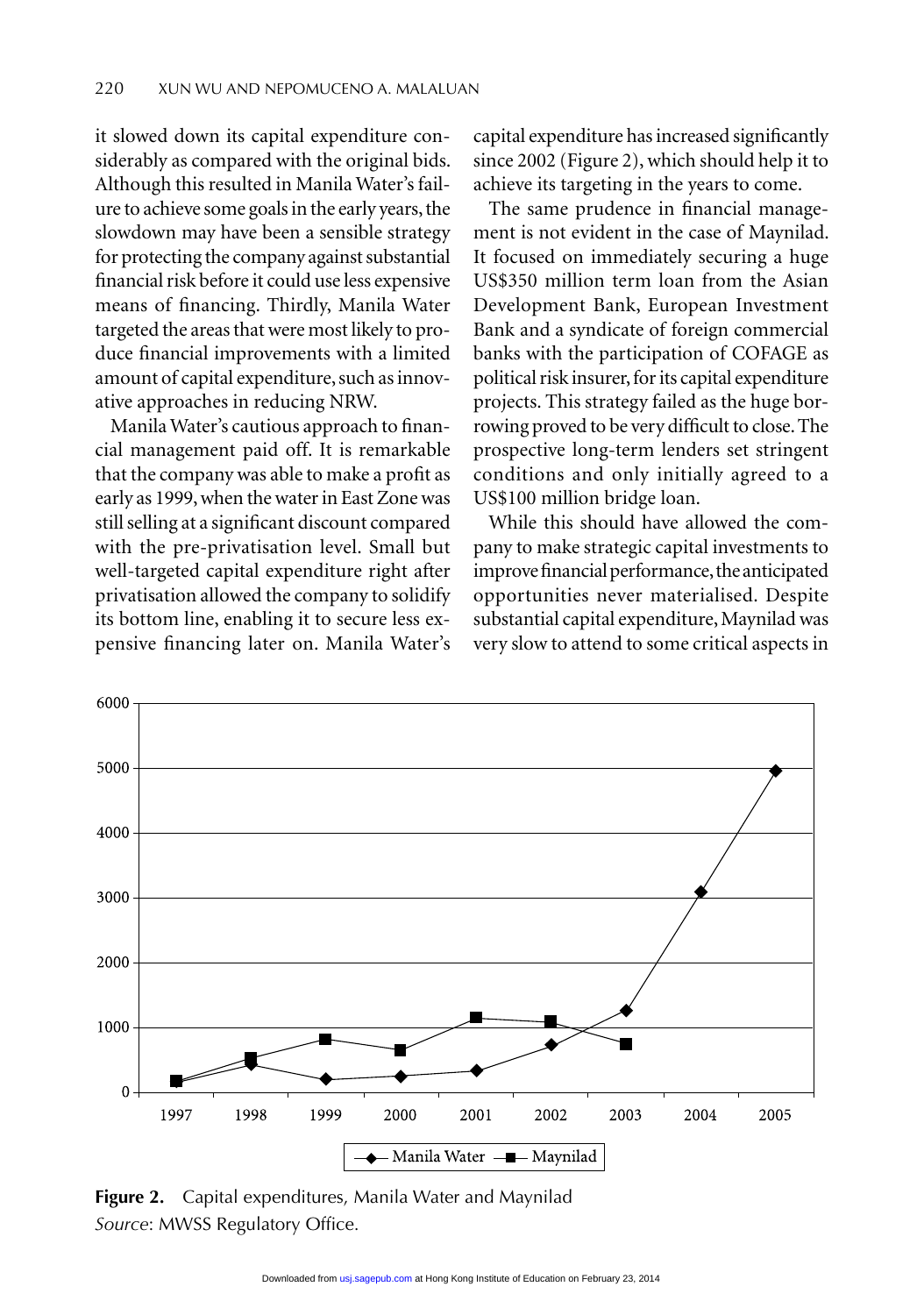it slowed down its capital expenditure considerably as compared with the original bids. Although this resulted in Manila Water's failure to achieve some goals in the early years, the slowdown may have been a sensible strategy for protecting the company against substantial financial risk before it could use less expensive means of financing. Thirdly, Manila Water targeted the areas that were most likely to produce financial improvements with a limited amount of capital expenditure, such as innovative approaches in reducing NRW.

Manila Water's cautious approach to financial management paid off. It is remarkable that the company was able to make a profit as early as 1999, when the water in East Zone was still selling at a significant discount compared with the pre-privatisation level. Small but well-targeted capital expenditure right after privatisation allowed the company to solidify its bottom line, enabling it to secure less expensive financing later on. Manila Water's capital expenditure has increased significantly since 2002 (Figure 2), which should help it to achieve its targeting in the years to come.

The same prudence in financial management is not evident in the case of Maynilad. It focused on immediately securing a huge US$350 million term loan from the Asian Development Bank, European Investment Bank and a syndicate of foreign commercial banks with the participation of COFAGE as political risk insurer, for its capital expenditure projects. This strategy failed as the huge borrowing proved to be very difficult to close. The prospective long-term lenders set stringent conditions and only initially agreed to a US$100 million bridge loan.

While this should have allowed the company to make strategic capital investments to improve financial performance, the anticipated opportunities never materialised. Despite substantial capital expenditure, Maynilad was very slow to attend to some critical aspects in

**Figure 2.** Capital expenditures, Manila Water and Maynilad
*Source*: MWSS Regulatory Office.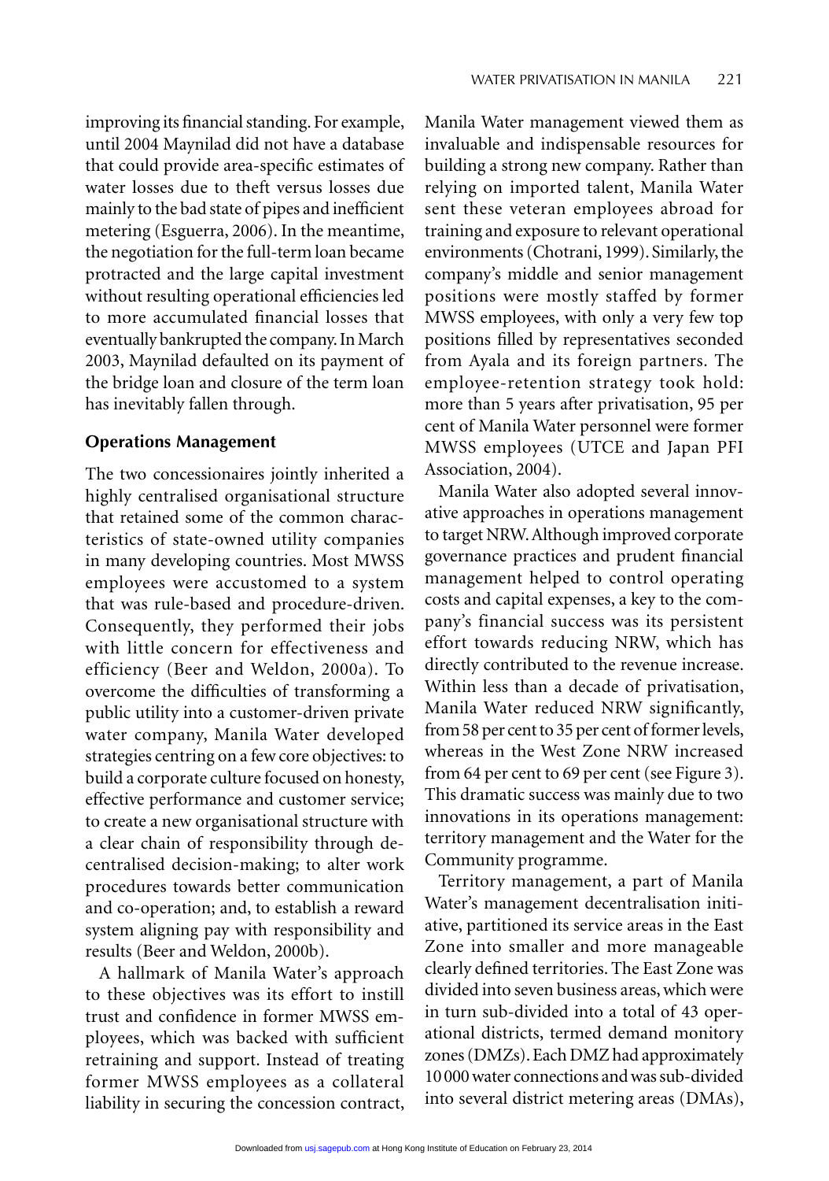improving its financial standing. For example, until 2004 Maynilad did not have a database that could provide area-specific estimates of water losses due to theft versus losses due mainly to the bad state of pipes and inefficient metering (Esguerra, 2006). In the meantime, the negotiation for the full-term loan became protracted and the large capital investment without resulting operational efficiencies led to more accumulated financial losses that eventually bankrupted the company. In March 2003, Maynilad defaulted on its payment of the bridge loan and closure of the term loan has inevitably fallen through.

### Operations Management

The two concessionaires jointly inherited a highly centralised organisational structure that retained some of the common characteristics of state-owned utility companies in many developing countries. Most MWSS employees were accustomed to a system that was rule-based and procedure-driven. Consequently, they performed their jobs with little concern for effectiveness and efficiency (Beer and Weldon, 2000a). To overcome the difficulties of transforming a public utility into a customer-driven private water company, Manila Water developed strategies centring on a few core objectives: to build a corporate culture focused on honesty, effective performance and customer service; to create a new organisational structure with a clear chain of responsibility through decentralised decision-making; to alter work procedures towards better communication and co-operation; and, to establish a reward system aligning pay with responsibility and results (Beer and Weldon, 2000b).

A hallmark of Manila Water's approach to these objectives was its effort to instill trust and confidence in former MWSS employees, which was backed with sufficient retraining and support. Instead of treating former MWSS employees as a collateral liability in securing the concession contract, Manila Water management viewed them as invaluable and indispensable resources for building a strong new company. Rather than relying on imported talent, Manila Water sent these veteran employees abroad for training and exposure to relevant operational environments (Chotrani, 1999). Similarly, the company's middle and senior management positions were mostly staffed by former MWSS employees, with only a very few top positions filled by representatives seconded from Ayala and its foreign partners. The employee-retention strategy took hold: more than 5 years after privatisation, 95 per cent of Manila Water personnel were former MWSS employees (UTCE and Japan PFI Association, 2004).

Manila Water also adopted several innovative approaches in operations management to target NRW. Although improved corporate governance practices and prudent financial management helped to control operating costs and capital expenses, a key to the company's financial success was its persistent effort towards reducing NRW, which has directly contributed to the revenue increase. Within less than a decade of privatisation, Manila Water reduced NRW significantly, from 58 per cent to 35 per cent of former levels, whereas in the West Zone NRW increased from 64 per cent to 69 per cent (see Figure 3). This dramatic success was mainly due to two innovations in its operations management: territory management and the Water for the Community programme.

Territory management, a part of Manila Water's management decentralisation initiative, partitioned its service areas in the East Zone into smaller and more manageable clearly defined territories. The East Zone was divided into seven business areas, which were in turn sub-divided into a total of 43 operational districts, termed demand monitory zones (DMZs). Each DMZ had approximately 10 000 water connections and was sub-divided into several district metering areas (DMAs),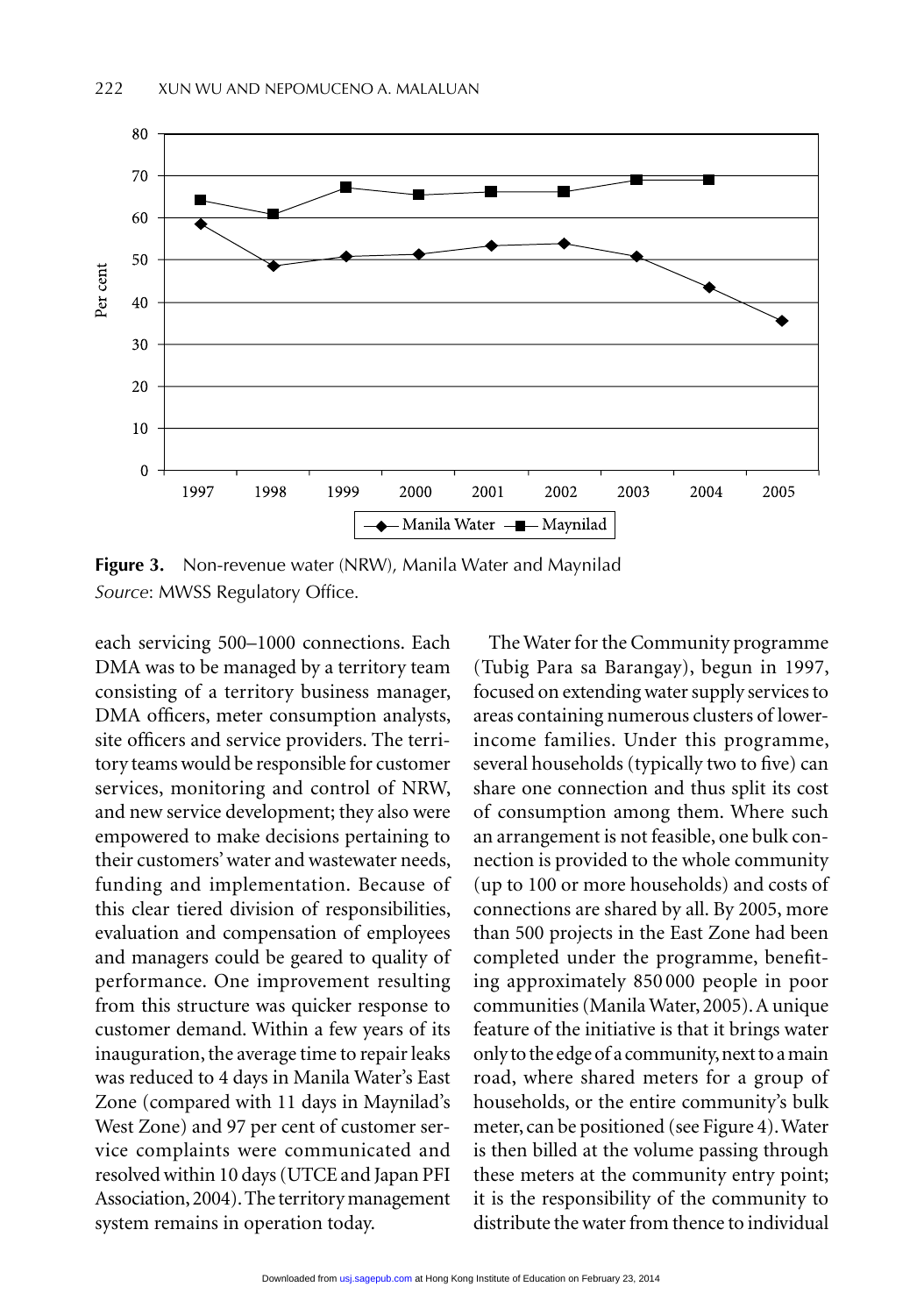**Figure 3.** Non-revenue water (NRW), Manila Water and Maynilad
*Source*: MWSS Regulatory Office.

each servicing 500–1000 connections. Each DMA was to be managed by a territory team consisting of a territory business manager, DMA officers, meter consumption analysts, site officers and service providers. The territory teams would be responsible for customer services, monitoring and control of NRW, and new service development; they also were empowered to make decisions pertaining to their customers' water and wastewater needs, funding and implementation. Because of this clear tiered division of responsibilities, evaluation and compensation of employees and managers could be geared to quality of performance. One improvement resulting from this structure was quicker response to customer demand. Within a few years of its inauguration, the average time to repair leaks was reduced to 4 days in Manila Water's East Zone (compared with 11 days in Maynilad's West Zone) and 97 per cent of customer service complaints were communicated and resolved within 10 days (UTCE and Japan PFI Association, 2004). The territory management system remains in operation today.

The Water for the Community programme (Tubig Para sa Barangay), begun in 1997, focused on extending water supply services to areas containing numerous clusters of lower-income families. Under this programme, several households (typically two to five) can share one connection and thus split its cost of consumption among them. Where such an arrangement is not feasible, one bulk connection is provided to the whole community (up to 100 or more households) and costs of connections are shared by all. By 2005, more than 500 projects in the East Zone had been completed under the programme, benefiting approximately 850 000 people in poor communities (Manila Water, 2005). A unique feature of the initiative is that it brings water only to the edge of a community, next to a main road, where shared meters for a group of households, or the entire community's bulk meter, can be positioned (see Figure 4). Water is then billed at the volume passing through these meters at the community entry point; it is the responsibility of the community to distribute the water from thence to individual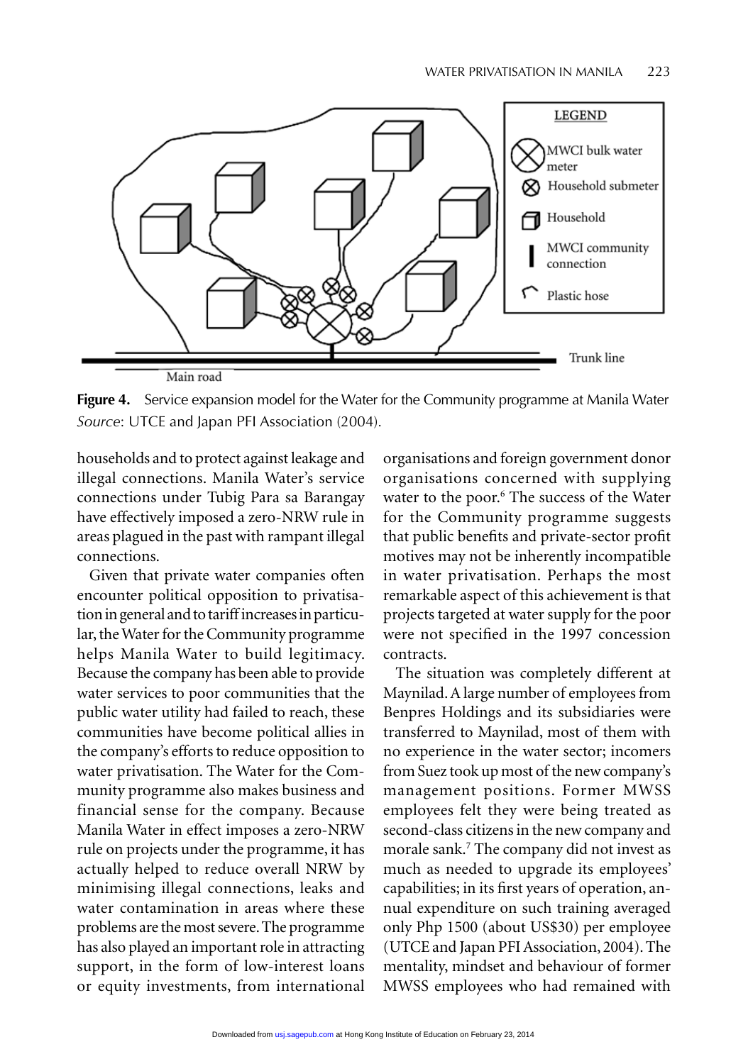**Figure 4.** Service expansion model for the Water for the Community programme at Manila Water
*Source*: UTCE and Japan PFI Association (2004).

households and to protect against leakage and illegal connections. Manila Water's service connections under Tubig Para sa Barangay have effectively imposed a zero-NRW rule in areas plagued in the past with rampant illegal connections.

Given that private water companies often encounter political opposition to privatisation in general and to tariff increases in particular, the Water for the Community programme helps Manila Water to build legitimacy. Because the company has been able to provide water services to poor communities that the public water utility had failed to reach, these communities have become political allies in the company's efforts to reduce opposition to water privatisation. The Water for the Community programme also makes business and financial sense for the company. Because Manila Water in effect imposes a zero-NRW rule on projects under the programme, it has actually helped to reduce overall NRW by minimising illegal connections, leaks and water contamination in areas where these problems are the most severe. The programme has also played an important role in attracting support, in the form of low-interest loans or equity investments, from international organisations and foreign government donor organisations concerned with supplying water to the poor.[6] The success of the Water for the Community programme suggests that public benefits and private-sector profit motives may not be inherently incompatible in water privatisation. Perhaps the most remarkable aspect of this achievement is that projects targeted at water supply for the poor were not specified in the 1997 concession contracts.

The situation was completely different at Maynilad. A large number of employees from Benpres Holdings and its subsidiaries were transferred to Maynilad, most of them with no experience in the water sector; incomers from Suez took up most of the new company's management positions. Former MWSS employees felt they were being treated as second-class citizens in the new company and morale sank.[7] The company did not invest as much as needed to upgrade its employees' capabilities; in its first years of operation, annual expenditure on such training averaged only Php 1500 (about US$30) per employee (UTCE and Japan PFI Association, 2004). The mentality, mindset and behaviour of former MWSS employees who had remained with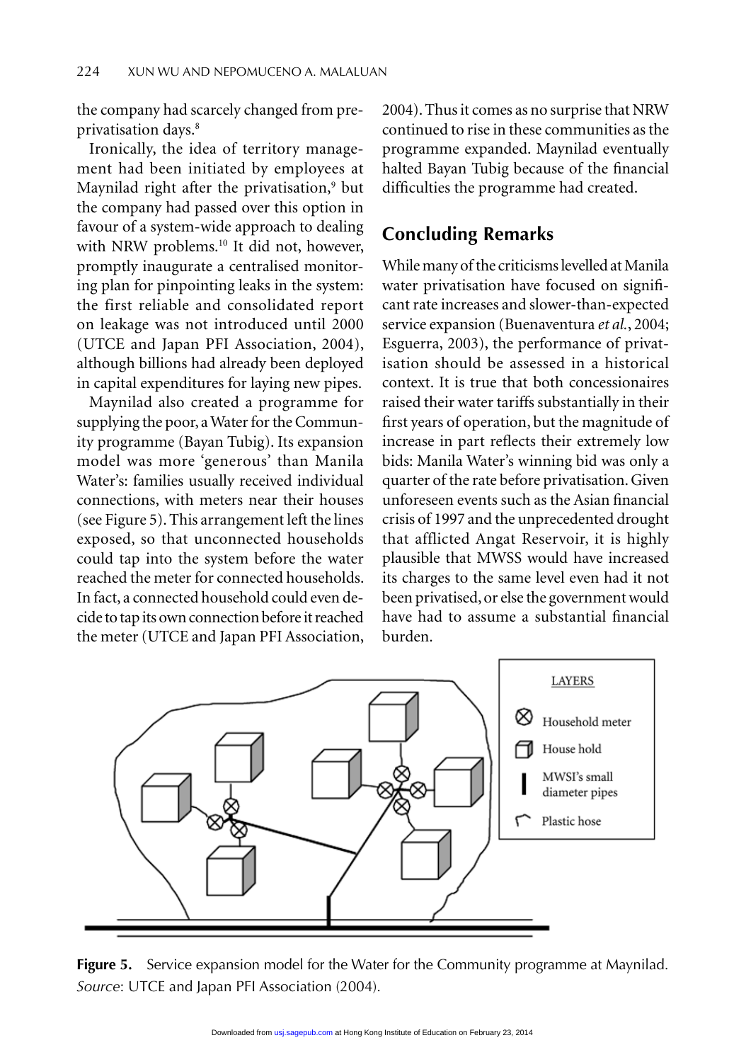the company had scarcely changed from pre-privatisation days.[8]

Ironically, the idea of territory management had been initiated by employees at Maynilad right after the privatisation,[9] but the company had passed over this option in favour of a system-wide approach to dealing with NRW problems.[10] It did not, however, promptly inaugurate a centralised monitoring plan for pinpointing leaks in the system: the first reliable and consolidated report on leakage was not introduced until 2000 (UTCE and Japan PFI Association, 2004), although billions had already been deployed in capital expenditures for laying new pipes.

Maynilad also created a programme for supplying the poor, a Water for the Community programme (Bayan Tubig). Its expansion model was more 'generous' than Manila Water's: families usually received individual connections, with meters near their houses (see Figure 5). This arrangement left the lines exposed, so that unconnected households could tap into the system before the water reached the meter for connected households. In fact, a connected household could even decide to tap its own connection before it reached the meter (UTCE and Japan PFI Association, 2004). Thus it comes as no surprise that NRW continued to rise in these communities as the programme expanded. Maynilad eventually halted Bayan Tubig because of the financial difficulties the programme had created.

## Concluding Remarks

While many of the criticisms levelled at Manila water privatisation have focused on significant rate increases and slower-than-expected service expansion (Buenaventura *et al.*, 2004; Esguerra, 2003), the performance of privatisation should be assessed in a historical context. It is true that both concessionaires raised their water tariffs substantially in their first years of operation, but the magnitude of increase in part reflects their extremely low bids: Manila Water's winning bid was only a quarter of the rate before privatisation. Given unforeseen events such as the Asian financial crisis of 1997 and the unprecedented drought that afflicted Angat Reservoir, it is highly plausible that MWSS would have increased its charges to the same level even had it not been privatised, or else the government would have had to assume a substantial financial burden.

**Figure 5.** Service expansion model for the Water for the Community programme at Maynilad.
*Source*: UTCE and Japan PFI Association (2004).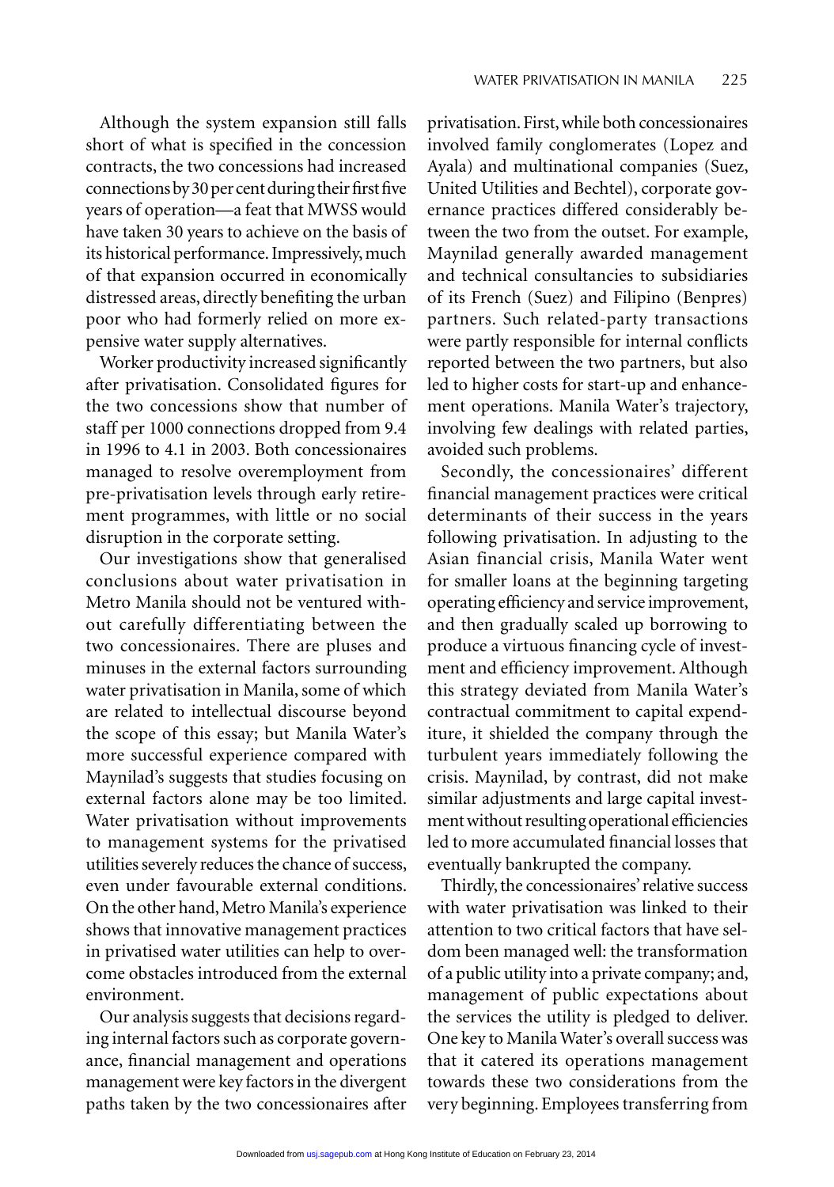Although the system expansion still falls short of what is specified in the concession contracts, the two concessions had increased connections by 30 per cent during their first five years of operation—a feat that MWSS would have taken 30 years to achieve on the basis of its historical performance. Impressively, much of that expansion occurred in economically distressed areas, directly benefiting the urban poor who had formerly relied on more expensive water supply alternatives.

Worker productivity increased significantly after privatisation. Consolidated figures for the two concessions show that number of staff per 1000 connections dropped from 9.4 in 1996 to 4.1 in 2003. Both concessionaires managed to resolve overemployment from pre-privatisation levels through early retirement programmes, with little or no social disruption in the corporate setting.

Our investigations show that generalised conclusions about water privatisation in Metro Manila should not be ventured without carefully differentiating between the two concessionaires. There are pluses and minuses in the external factors surrounding water privatisation in Manila, some of which are related to intellectual discourse beyond the scope of this essay; but Manila Water's more successful experience compared with Maynilad's suggests that studies focusing on external factors alone may be too limited. Water privatisation without improvements to management systems for the privatised utilities severely reduces the chance of success, even under favourable external conditions. On the other hand, Metro Manila's experience shows that innovative management practices in privatised water utilities can help to overcome obstacles introduced from the external environment.

Our analysis suggests that decisions regarding internal factors such as corporate governance, financial management and operations management were key factors in the divergent paths taken by the two concessionaires after privatisation. First, while both concessionaires involved family conglomerates (Lopez and Ayala) and multinational companies (Suez, United Utilities and Bechtel), corporate governance practices differed considerably between the two from the outset. For example, Maynilad generally awarded management and technical consultancies to subsidiaries of its French (Suez) and Filipino (Benpres) partners. Such related-party transactions were partly responsible for internal conflicts reported between the two partners, but also led to higher costs for start-up and enhancement operations. Manila Water's trajectory, involving few dealings with related parties, avoided such problems.

Secondly, the concessionaires' different financial management practices were critical determinants of their success in the years following privatisation. In adjusting to the Asian financial crisis, Manila Water went for smaller loans at the beginning targeting operating efficiency and service improvement, and then gradually scaled up borrowing to produce a virtuous financing cycle of investment and efficiency improvement. Although this strategy deviated from Manila Water's contractual commitment to capital expenditure, it shielded the company through the turbulent years immediately following the crisis. Maynilad, by contrast, did not make similar adjustments and large capital investment without resulting operational efficiencies led to more accumulated financial losses that eventually bankrupted the company.

Thirdly, the concessionaires' relative success with water privatisation was linked to their attention to two critical factors that have seldom been managed well: the transformation of a public utility into a private company; and, management of public expectations about the services the utility is pledged to deliver. One key to Manila Water's overall success was that it catered its operations management towards these two considerations from the very beginning. Employees transferring from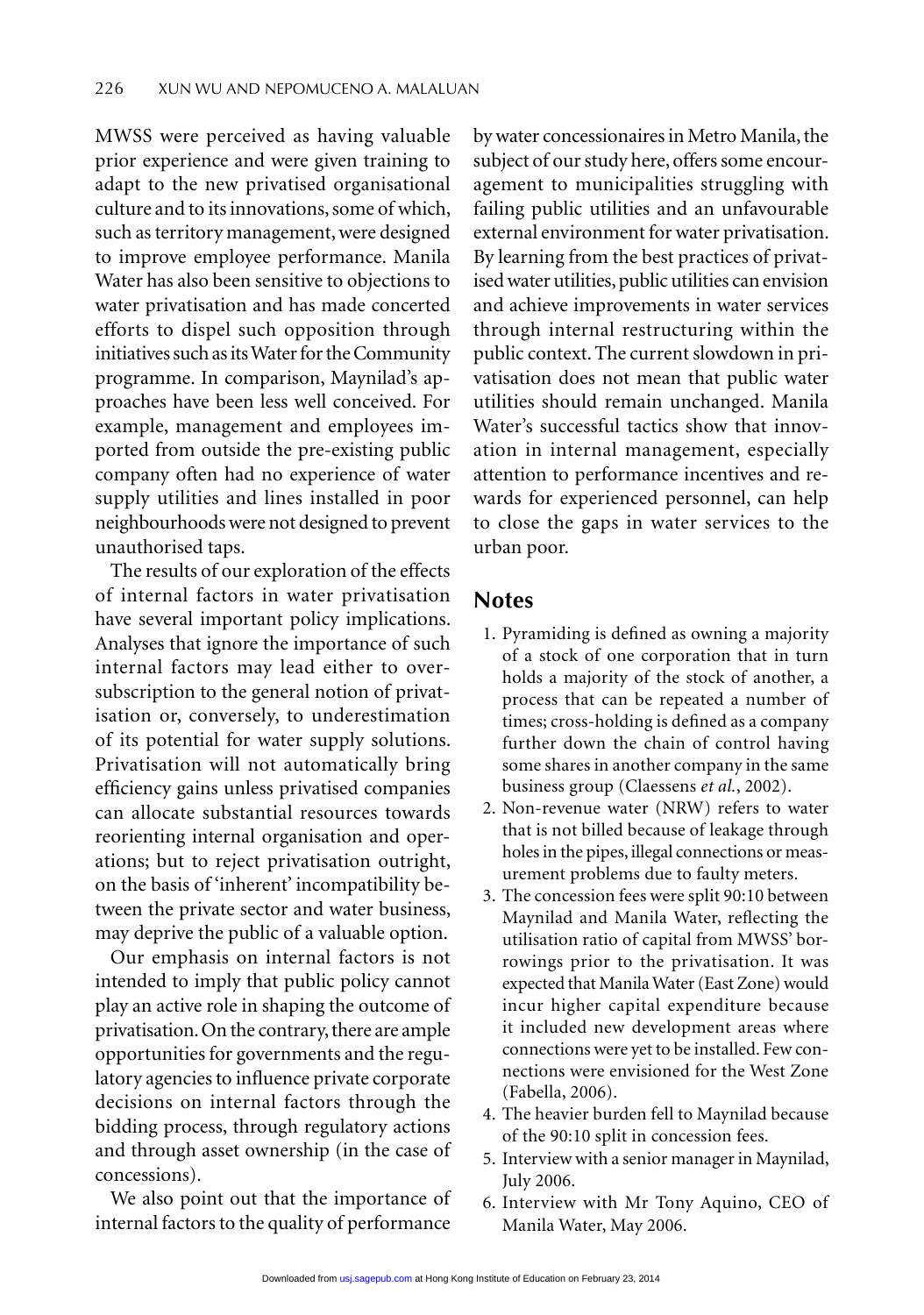MWSS were perceived as having valuable prior experience and were given training to adapt to the new privatised organisational culture and to its innovations, some of which, such as territory management, were designed to improve employee performance. Manila Water has also been sensitive to objections to water privatisation and has made concerted efforts to dispel such opposition through initiatives such as its Water for the Community programme. In comparison, Maynilad's approaches have been less well conceived. For example, management and employees imported from outside the pre-existing public company often had no experience of water supply utilities and lines installed in poor neighbourhoods were not designed to prevent unauthorised taps.

The results of our exploration of the effects of internal factors in water privatisation have several important policy implications. Analyses that ignore the importance of such internal factors may lead either to oversubscription to the general notion of privatisation or, conversely, to underestimation of its potential for water supply solutions. Privatisation will not automatically bring efficiency gains unless privatised companies can allocate substantial resources towards reorienting internal organisation and operations; but to reject privatisation outright, on the basis of 'inherent' incompatibility between the private sector and water business, may deprive the public of a valuable option.

Our emphasis on internal factors is not intended to imply that public policy cannot play an active role in shaping the outcome of privatisation. On the contrary, there are ample opportunities for governments and the regulatory agencies to influence private corporate decisions on internal factors through the bidding process, through regulatory actions and through asset ownership (in the case of concessions).

We also point out that the importance of internal factors to the quality of performance by water concessionaires in Metro Manila, the subject of our study here, offers some encouragement to municipalities struggling with failing public utilities and an unfavourable external environment for water privatisation. By learning from the best practices of privatised water utilities, public utilities can envision and achieve improvements in water services through internal restructuring within the public context. The current slowdown in privatisation does not mean that public water utilities should remain unchanged. Manila Water's successful tactics show that innovation in internal management, especially attention to performance incentives and rewards for experienced personnel, can help to close the gaps in water services to the urban poor.

## Notes

1. Pyramiding is defined as owning a majority of a stock of one corporation that in turn holds a majority of the stock of another, a process that can be repeated a number of times; cross-holding is defined as a company further down the chain of control having some shares in another company in the same business group (Claessens *et al.*, 2002).
2. Non-revenue water (NRW) refers to water that is not billed because of leakage through holes in the pipes, illegal connections or measurement problems due to faulty meters.
3. The concession fees were split 90:10 between Maynilad and Manila Water, reflecting the utilisation ratio of capital from MWSS' borrowings prior to the privatisation. It was expected that Manila Water (East Zone) would incur higher capital expenditure because it included new development areas where connections were yet to be installed. Few connections were envisioned for the West Zone (Fabella, 2006).
4. The heavier burden fell to Maynilad because of the 90:10 split in concession fees.
5. Interview with a senior manager in Maynilad, July 2006.
6. Interview with Mr Tony Aquino, CEO of Manila Water, May 2006.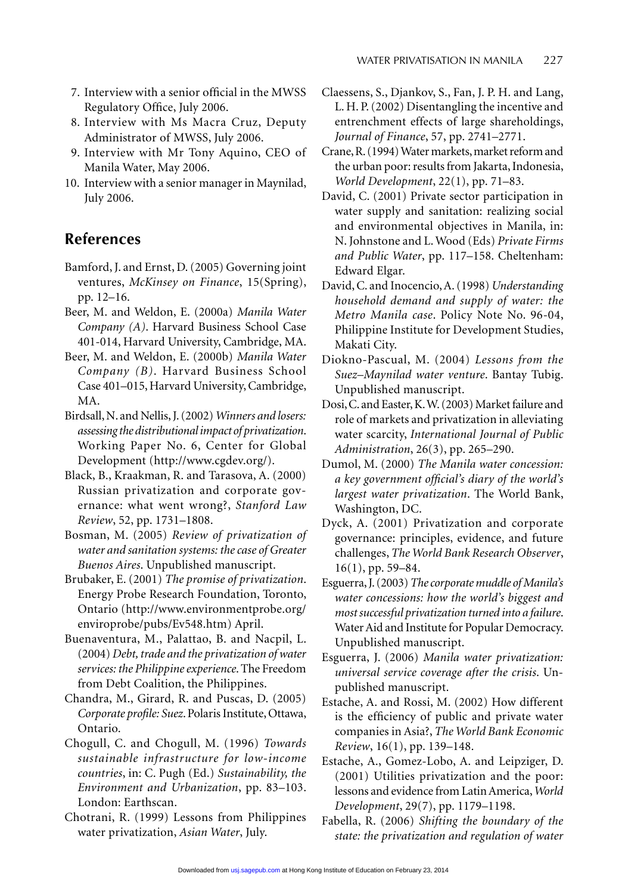7. Interview with a senior official in the MWSS Regulatory Office, July 2006.
8. Interview with Ms Macra Cruz, Deputy Administrator of MWSS, July 2006.
9. Interview with Mr Tony Aquino, CEO of Manila Water, May 2006.
10. Interview with a senior manager in Maynilad, July 2006.

## References

Bamford, J. and Ernst, D. (2005) Governing joint ventures, *McKinsey on Finance*, 15(Spring), pp. 12–16.

Beer, M. and Weldon, E. (2000a) *Manila Water Company (A)*. Harvard Business School Case 401-014, Harvard University, Cambridge, MA.

Beer, M. and Weldon, E. (2000b) *Manila Water Company (B)*. Harvard Business School Case 401–015, Harvard University, Cambridge, MA.

Birdsall, N. and Nellis, J. (2002) *Winners and losers: assessing the distributional impact of privatization*. Working Paper No. 6, Center for Global Development (http://www.cgdev.org/).

Black, B., Kraakman, R. and Tarasova, A. (2000) Russian privatization and corporate governance: what went wrong?, *Stanford Law Review*, 52, pp. 1731–1808.

Bosman, M. (2005) *Review of privatization of water and sanitation systems: the case of Greater Buenos Aires*. Unpublished manuscript.

Brubaker, E. (2001) *The promise of privatization*. Energy Probe Research Foundation, Toronto, Ontario (http://www.environmentprobe.org/enviroprobe/pubs/Ev548.htm) April.

Buenaventura, M., Palattao, B. and Nacpil, L. (2004) *Debt, trade and the privatization of water services: the Philippine experience*. The Freedom from Debt Coalition, the Philippines.

Chandra, M., Girard, R. and Puscas, D. (2005) *Corporate profile: Suez*. Polaris Institute, Ottawa, Ontario.

Chogull, C. and Chogull, M. (1996) *Towards sustainable infrastructure for low-income countries*, in: C. Pugh (Ed.) *Sustainability, the Environment and Urbanization*, pp. 83–103. London: Earthscan.

Chotrani, R. (1999) Lessons from Philippines water privatization, *Asian Water*, July.

Claessens, S., Djankov, S., Fan, J. P. H. and Lang, L. H. P. (2002) Disentangling the incentive and entrenchment effects of large shareholdings, *Journal of Finance*, 57, pp. 2741–2771.

Crane, R. (1994) Water markets, market reform and the urban poor: results from Jakarta, Indonesia, *World Development*, 22(1), pp. 71–83.

David, C. (2001) Private sector participation in water supply and sanitation: realizing social and environmental objectives in Manila, in: N. Johnstone and L. Wood (Eds) *Private Firms and Public Water*, pp. 117–158. Cheltenham: Edward Elgar.

David, C. and Inocencio, A. (1998) *Understanding household demand and supply of water: the Metro Manila case*. Policy Note No. 96-04, Philippine Institute for Development Studies, Makati City.

Diokno-Pascual, M. (2004) *Lessons from the Suez–Maynilad water venture*. Bantay Tubig. Unpublished manuscript.

Dosi, C. and Easter, K. W. (2003) Market failure and role of markets and privatization in alleviating water scarcity, *International Journal of Public Administration*, 26(3), pp. 265–290.

Dumol, M. (2000) *The Manila water concession: a key government official's diary of the world's largest water privatization*. The World Bank, Washington, DC.

Dyck, A. (2001) Privatization and corporate governance: principles, evidence, and future challenges, *The World Bank Research Observer*, 16(1), pp. 59–84.

Esguerra, J. (2003) *The corporate muddle of Manila's water concessions: how the world's biggest and most successful privatization turned into a failure*. Water Aid and Institute for Popular Democracy. Unpublished manuscript.

Esguerra, J. (2006) *Manila water privatization: universal service coverage after the crisis*. Unpublished manuscript.

Estache, A. and Rossi, M. (2002) How different is the efficiency of public and private water companies in Asia?, *The World Bank Economic Review*, 16(1), pp. 139–148.

Estache, A., Gomez-Lobo, A. and Leipziger, D. (2001) Utilities privatization and the poor: lessons and evidence from Latin America, *World Development*, 29(7), pp. 1179–1198.

Fabella, R. (2006) *Shifting the boundary of the state: the privatization and regulation of water*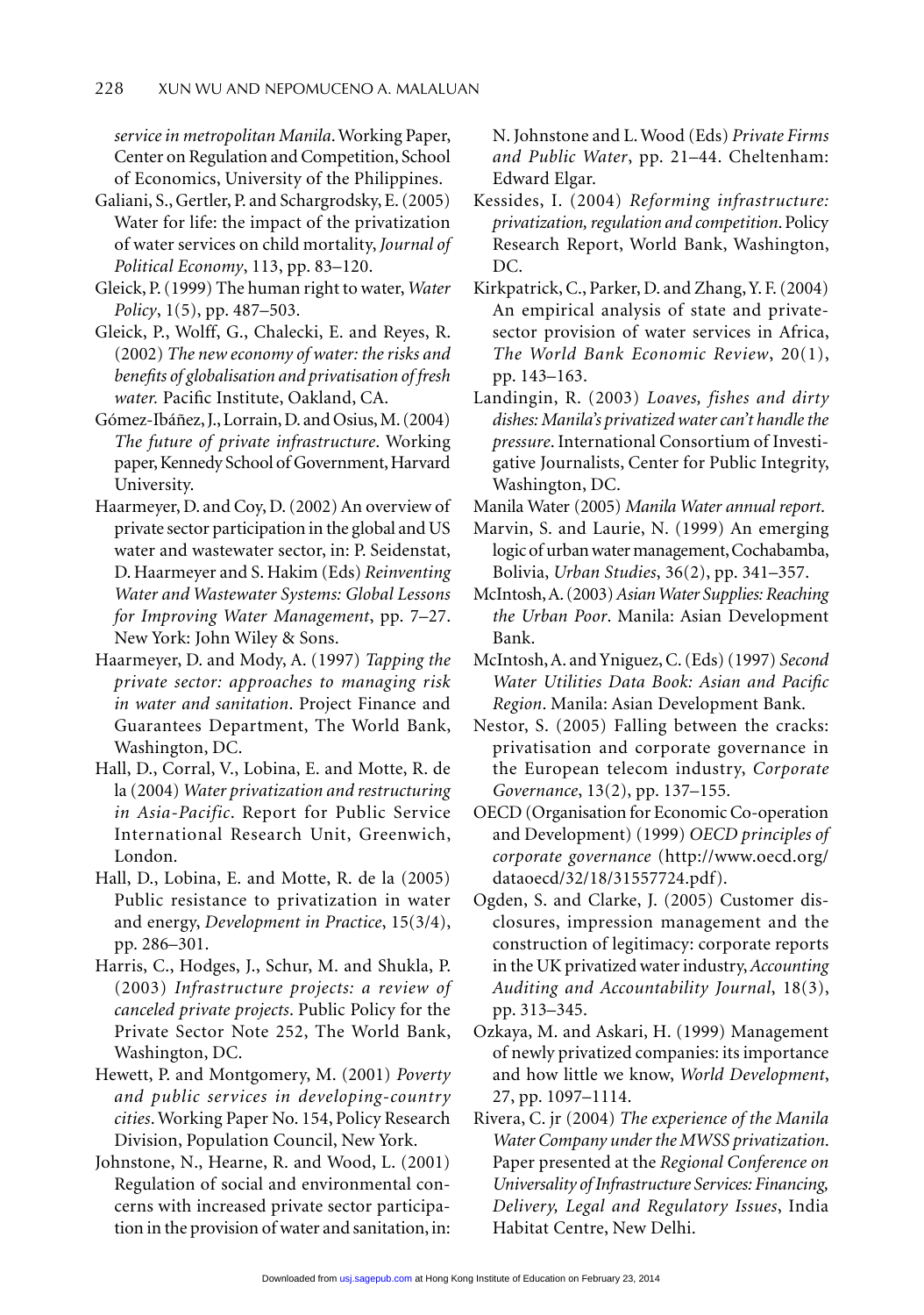*service in metropolitan Manila*. Working Paper, Center on Regulation and Competition, School of Economics, University of the Philippines.

Galiani, S., Gertler, P. and Schargrodsky, E. (2005) Water for life: the impact of the privatization of water services on child mortality, *Journal of Political Economy*, 113, pp. 83–120.

Gleick, P. (1999) The human right to water, *Water Policy*, 1(5), pp. 487–503.

Gleick, P., Wolff, G., Chalecki, E. and Reyes, R. (2002) *The new economy of water: the risks and benefits of globalisation and privatisation of fresh water*. Pacific Institute, Oakland, CA.

Gómez-Ibáñez, J., Lorrain, D. and Osius, M. (2004) *The future of private infrastructure*. Working paper, Kennedy School of Government, Harvard University.

Haarmeyer, D. and Coy, D. (2002) An overview of private sector participation in the global and US water and wastewater sector, in: P. Seidenstat, D. Haarmeyer and S. Hakim (Eds) *Reinventing Water and Wastewater Systems: Global Lessons for Improving Water Management*, pp. 7–27. New York: John Wiley & Sons.

Haarmeyer, D. and Mody, A. (1997) *Tapping the private sector: approaches to managing risk in water and sanitation*. Project Finance and Guarantees Department, The World Bank, Washington, DC.

Hall, D., Corral, V., Lobina, E. and Motte, R. de la (2004) *Water privatization and restructuring in Asia-Pacific*. Report for Public Service International Research Unit, Greenwich, London.

Hall, D., Lobina, E. and Motte, R. de la (2005) Public resistance to privatization in water and energy, *Development in Practice*, 15(3/4), pp. 286–301.

Harris, C., Hodges, J., Schur, M. and Shukla, P. (2003) *Infrastructure projects: a review of canceled private projects*. Public Policy for the Private Sector Note 252, The World Bank, Washington, DC.

Hewett, P. and Montgomery, M. (2001) *Poverty and public services in developing-country cities*. Working Paper No. 154, Policy Research Division, Population Council, New York.

Johnstone, N., Hearne, R. and Wood, L. (2001) Regulation of social and environmental concerns with increased private sector participation in the provision of water and sanitation, in: N. Johnstone and L. Wood (Eds) *Private Firms and Public Water*, pp. 21–44. Cheltenham: Edward Elgar.

Kessides, I. (2004) *Reforming infrastructure: privatization, regulation and competition*. Policy Research Report, World Bank, Washington, DC.

Kirkpatrick, C., Parker, D. and Zhang, Y. F. (2004) An empirical analysis of state and private-sector provision of water services in Africa, *The World Bank Economic Review*, 20(1), pp. 143–163.

Landingin, R. (2003) *Loaves, fishes and dirty dishes: Manila's privatized water can't handle the pressure*. International Consortium of Investigative Journalists, Center for Public Integrity, Washington, DC.

Manila Water (2005) *Manila Water annual report*.

Marvin, S. and Laurie, N. (1999) An emerging logic of urban water management, Cochabamba, Bolivia, *Urban Studies*, 36(2), pp. 341–357.

McIntosh, A. (2003) *Asian Water Supplies: Reaching the Urban Poor*. Manila: Asian Development Bank.

McIntosh, A. and Yniguez, C. (Eds) (1997) *Second Water Utilities Data Book: Asian and Pacific Region*. Manila: Asian Development Bank.

Nestor, S. (2005) Falling between the cracks: privatisation and corporate governance in the European telecom industry, *Corporate Governance*, 13(2), pp. 137–155.

OECD (Organisation for Economic Co-operation and Development) (1999) *OECD principles of corporate governance* (http://www.oecd.org/dataoecd/32/18/31557724.pdf).

Ogden, S. and Clarke, J. (2005) Customer disclosures, impression management and the construction of legitimacy: corporate reports in the UK privatized water industry, *Accounting Auditing and Accountability Journal*, 18(3), pp. 313–345.

Ozkaya, M. and Askari, H. (1999) Management of newly privatized companies: its importance and how little we know, *World Development*, 27, pp. 1097–1114.

Rivera, C. jr (2004) *The experience of the Manila Water Company under the MWSS privatization*. Paper presented at the *Regional Conference on Universality of Infrastructure Services: Financing, Delivery, Legal and Regulatory Issues*, India Habitat Centre, New Delhi.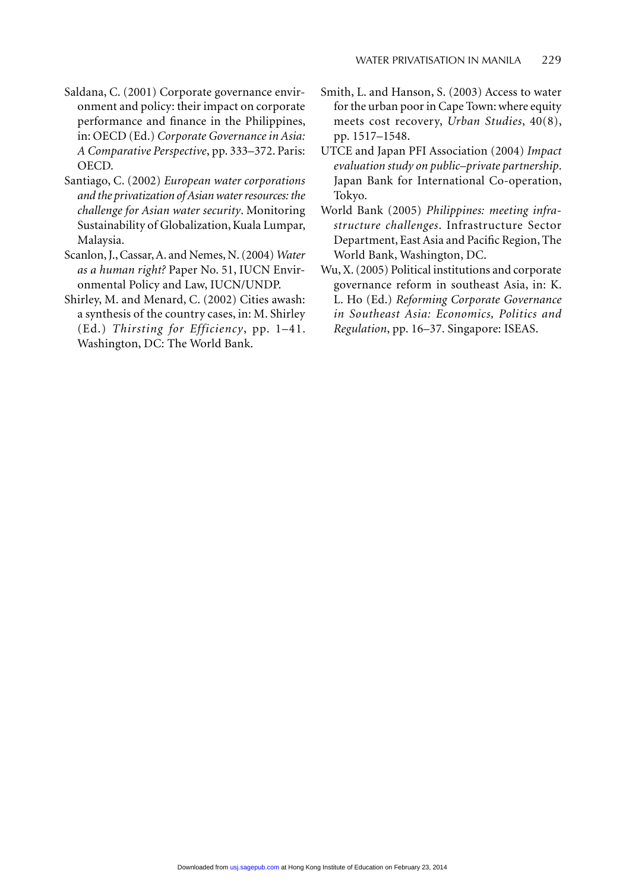Saldana, C. (2001) Corporate governance environment and policy: their impact on corporate performance and finance in the Philippines, in: OECD (Ed.) *Corporate Governance in Asia: A Comparative Perspective*, pp. 333–372. Paris: OECD.

Santiago, C. (2002) *European water corporations and the privatization of Asian water resources: the challenge for Asian water security*. Monitoring Sustainability of Globalization, Kuala Lumpar, Malaysia.

Scanlon, J., Cassar, A. and Nemes, N. (2004) *Water as a human right?* Paper No. 51, IUCN Environmental Policy and Law, IUCN/UNDP.

Shirley, M. and Menard, C. (2002) Cities awash: a synthesis of the country cases, in: M. Shirley (Ed.) *Thirsting for Efficiency*, pp. 1–41. Washington, DC: The World Bank.

Smith, L. and Hanson, S. (2003) Access to water for the urban poor in Cape Town: where equity meets cost recovery, *Urban Studies*, 40(8), pp. 1517–1548.

UTCE and Japan PFI Association (2004) *Impact evaluation study on public–private partnership*. Japan Bank for International Co-operation, Tokyo.

World Bank (2005) *Philippines: meeting infrastructure challenges*. Infrastructure Sector Department, East Asia and Pacific Region, The World Bank, Washington, DC.

Wu, X. (2005) Political institutions and corporate governance reform in southeast Asia, in: K. L. Ho (Ed.) *Reforming Corporate Governance in Southeast Asia: Economics, Politics and Regulation*, pp. 16–37. Singapore: ISEAS.